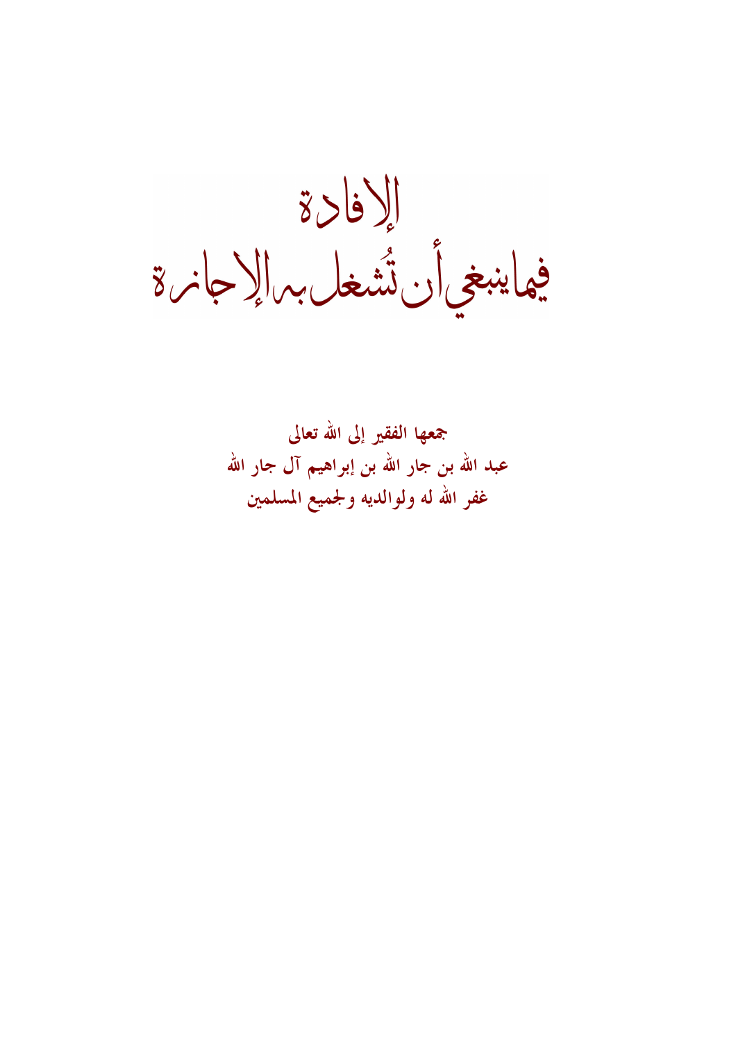# الإفادة
# فيما ينبغي أن تُشغل به الإجازة

**جمعها الفقير إلى الله تعالى**
**عبد الله بن جار الله بن إبراهيم آل جار الله**
**غفر الله له ولوالديه ولجميع المسلمين**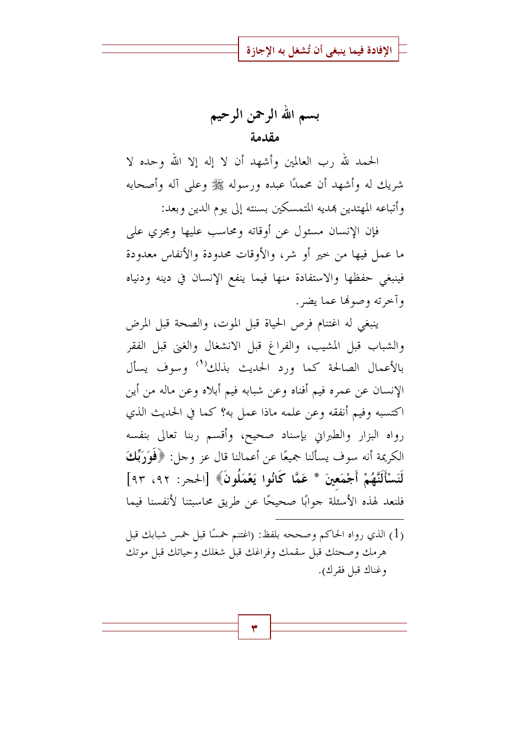# بسم الله الرحمن الرحيم

## مقدمة

الحمد لله رب العالمين وأشهد أن لا إله إلا الله وحده لا شريك له وأشهد أن محمدًا عبده ورسوله ﷺ وعلى آله وأصحابه وأتباعه المهتدين بهديه المتمسكين بسنته إلى يوم الدين وبعد:

فإن الإنسان مسئول عن أوقاته ومحاسب عليها ومجزي على ما عمل فيها من خير أو شر، والأوقات محدودة والأنفاس معدودة فينبغي حفظها والاستفادة منها فيما ينفع الإنسان في دينه ودنياه وآخرته وصونها عما يضر.

ينبغي له اغتنام فرص الحياة قبل الموت، والصحة قبل المرض والشباب قبل المشيب، والفراغ قبل الانشغال والغنى قبل الفقر بالأعمال الصالحة كما ورد الحديث بذلك[1] وسوف يسأل الإنسان عن عمره فيم أفناه وعن شبابه فيم أبلاه وعن ماله من أين اكتسبه وفيم أنفقه وعن علمه ماذا عمل به؟ كما في الحديث الذي رواه البزار والطبراني بإسناد صحيح، وأقسم ربنا تعالى بنفسه الكريمة أنه سوف يسألنا جميعًا عن أعمالنا قال عز وجل: ﴿**فَوَرَبِّكَ لَنَسْأَلَنَّهُمْ أَجْمَعِينَ * عَمَّا كَانُوا يَعْمَلُونَ**﴾ [الحجر: ٩٢، ٩٣] فلنعد لهذه الأسئلة جوابًا صحيحًا عن طريق محاسبتنا لأنفسنا فيما

---

(1) الذي رواه الحاكم وصححه بلفظ: (اغتنم خمسًا قبل خمس شبابك قبل هرمك وصحتك قبل سقمك وفراغك قبل شغلك وحياتك قبل موتك وغناك قبل فقرك).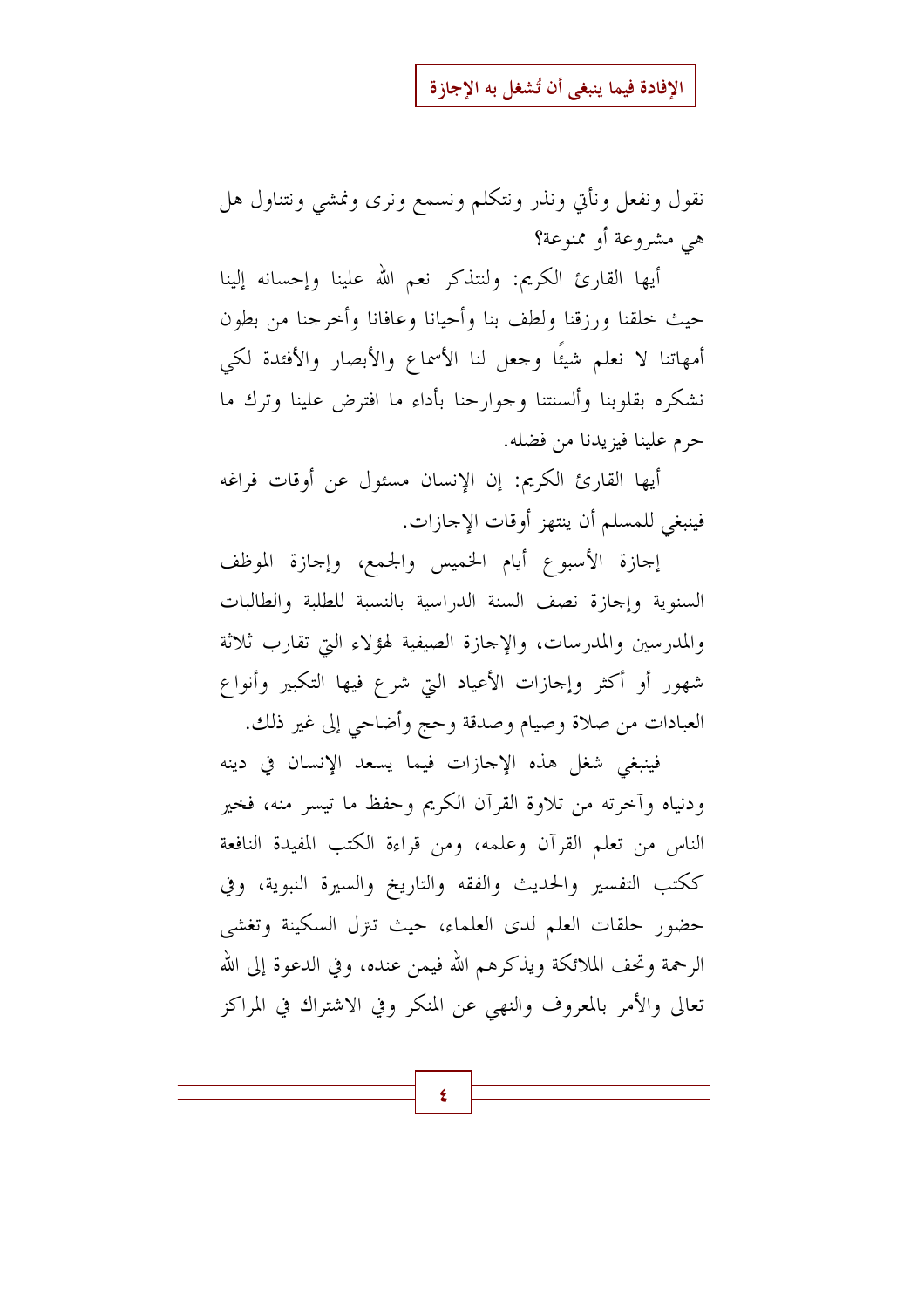نقول ونفعل ونأتي ونذر ونتكلم ونسمع ونرى ونمشي ونتناول هل هي مشروعة أو ممنوعة؟

أيها القارئ الكريم: ولنتذكر نعم الله علينا وإحسانه إلينا حيث خلقنا ورزقنا ولطف بنا وأحيانا وعافانا وأخرجنا من بطون أمهاتنا لا نعلم شيئًا وجعل لنا الأسماع والأبصار والأفئدة لكي نشكره بقلوبنا وألسنتنا وجوارحنا بأداء ما افترض علينا وترك ما حرم علينا فيزيدنا من فضله.

أيها القارئ الكريم: إن الإنسان مسئول عن أوقات فراغه فينبغي للمسلم أن ينتهز أوقات الإجازات.

إجازة الأسبوع أيام الخميس والجمع، وإجازة الموظف السنوية وإجازة نصف السنة الدراسية بالنسبة للطلبة والطالبات والمدرسين والمدرسات، والإجازة الصيفية لهؤلاء التي تقارب ثلاثة شهور أو أكثر وإجازات الأعياد التي شرع فيها التكبير وأنواع العبادات من صلاة وصيام وصدقة وحج وأضاحي إلى غير ذلك.

فينبغي شغل هذه الإجازات فيما يسعد الإنسان في دينه ودنياه وآخرته من تلاوة القرآن الكريم وحفظ ما تيسر منه، فخير الناس من تعلم القرآن وعلمه، ومن قراءة الكتب المفيدة النافعة ككتب التفسير والحديث والفقه والتاريخ والسيرة النبوية، وفي حضور حلقات العلم لدى العلماء، حيث تنزل السكينة وتغشى الرحمة وتحف الملائكة ويذكرهم الله فيمن عنده، وفي الدعوة إلى الله تعالى والأمر بالمعروف والنهي عن المنكر وفي الاشتراك في المراكز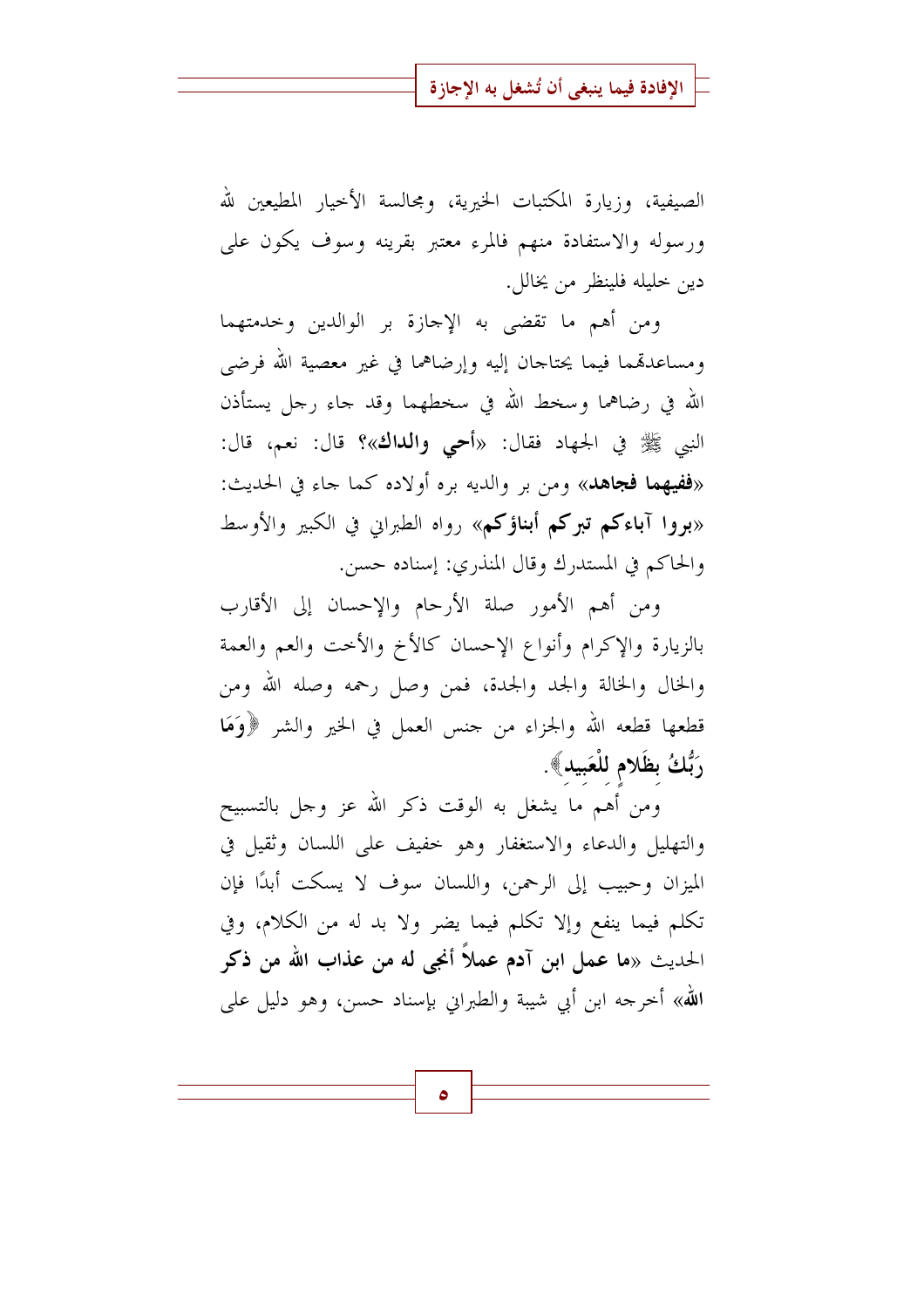الصيفية، وزيارة المكتبات الخيرية، ومجالسة الأخيار المطيعين لله ورسوله والاستفادة منهم فالمرء معتبر بقرينه وسوف يكون على دين خليله فلينظر من يخالل.

ومن أهم ما تقضى به الإجازة بر الوالدين وخدمتهما ومساعدتهما فيما يحتاجان إليه وإرضاهما في غير معصية الله فرضى الله في رضاهما وسخط الله في سخطهما وقد جاء رجل يستأذن النبي ﷺ في الجهاد فقال: «**أحي والداك**»؟ قال: نعم، قال: «**ففيهما فجاهد**» ومن بر والديه بره أولاده كما جاء في الحديث: «**بروا آباءكم تبركم أبناؤكم**» رواه الطبراني في الكبير والأوسط والحاكم في المستدرك وقال المنذري: إسناده حسن.

ومن أهم الأمور صلة الأرحام والإحسان إلى الأقارب بالزيارة والإكرام وأنواع الإحسان كالأخ والأخت والعم والعمة والخال والخالة والجد والجدة، فمن وصل رحمه وصله الله ومن قطعها قطعه الله والجزاء من جنس العمل في الخير والشر ﴿**وَمَا رَبُّكَ بِظَلَّامٍ لِّلْعَبِيدِ**﴾.

ومن أهم ما يشغل به الوقت ذكر الله عز وجل بالتسبيح والتهليل والدعاء والاستغفار وهو خفيف على اللسان وثقيل في الميزان وحبيب إلى الرحمن، واللسان سوف لا يسكت أبدًا فإن تكلم فيما ينفع وإلا تكلم فيما يضر ولا بد له من الكلام، وفي الحديث «**ما عمل ابن آدم عملاً أنجى له من عذاب الله من ذكر الله**» أخرجه ابن أبي شيبة والطبراني بإسناد حسن، وهو دليل على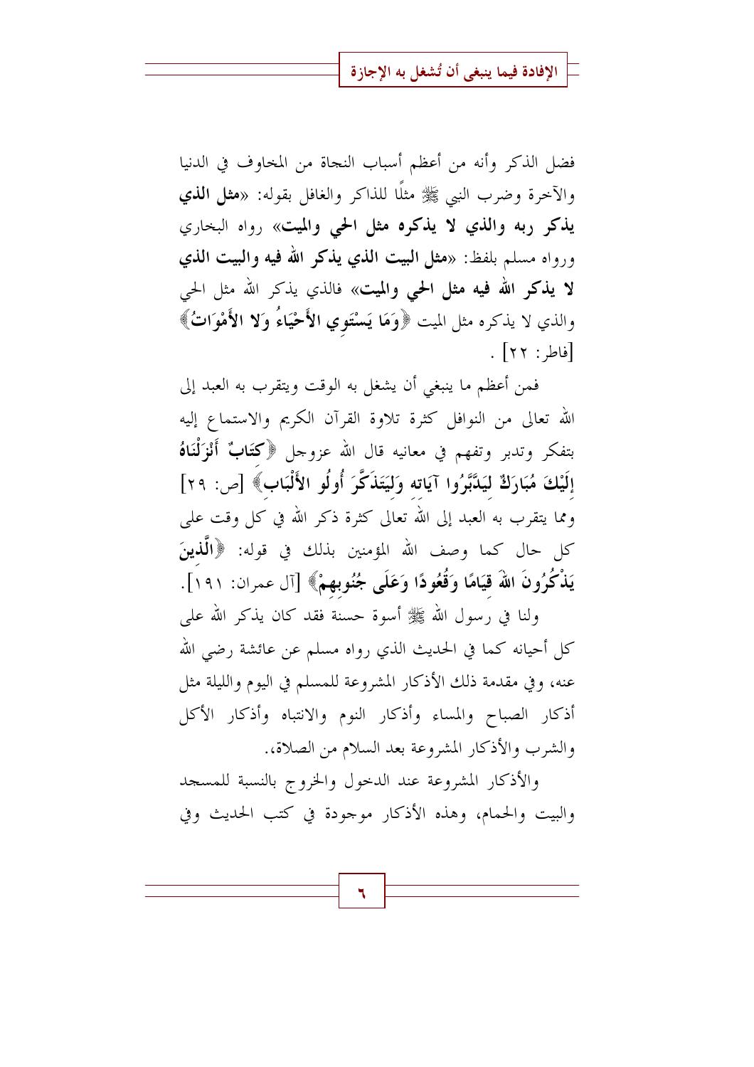فضل الذكر وأنه من أعظم أسباب النجاة من المخاوف في الدنيا والآخرة وضرب النبي ﷺ مثلًا للذاكر والغافل بقوله: «**مثل الذي يذكر ربه والذي لا يذكره مثل الحي والميت**» رواه البخاري ورواه مسلم بلفظ: «**مثل البيت الذي يذكر الله فيه والبيت الذي لا يذكر الله فيه مثل الحي والميت**» فالذي يذكر الله مثل الحي والذي لا يذكره مثل الميت ﴿**وَمَا يَسْتَوِي الأَحْيَاءُ وَلا الأَمْوَاتُ**﴾ [فاطر: ٢٢] .

فمن أعظم ما ينبغي أن يشغل به الوقت ويتقرب به العبد إلى الله تعالى من النوافل كثرة تلاوة القرآن الكريم والاستماع إليه بتفكر وتدبر وتفهم في معانيه قال الله عزوجل ﴿**كِتَابٌ أَنْزَلْنَاهُ إِلَيْكَ مُبَارَكٌ لِيَدَّبَّرُوا آيَاتِه وَلِيَتَذَكَّرَ أُولُو الأَلْبَابِ**﴾ [ص: ٢٩] ومما يتقرب به العبد إلى الله تعالى كثرة ذكر الله في كل وقت على كل حال كما وصف الله المؤمنين بذلك في قوله: ﴿**الَّذِينَ يَذْكُرُونَ اللهَ قِيَامًا وَقُعُودًا وَعَلَى جُنُوبِهِمْ**﴾ [آل عمران: ١٩١].

ولنا في رسول الله ﷺ أسوة حسنة فقد كان يذكر الله على كل أحيانه كما في الحديث الذي رواه مسلم عن عائشة رضي الله عنه، وفي مقدمة ذلك الأذكار المشروعة للمسلم في اليوم والليلة مثل أذكار الصباح والمساء وأذكار النوم والانتباه وأذكار الأكل والشرب والأذكار المشروعة بعد السلام من الصلاة،.

والأذكار المشروعة عند الدخول والخروج بالنسبة للمسجد والبيت والحمام، وهذه الأذكار موجودة في كتب الحديث وفي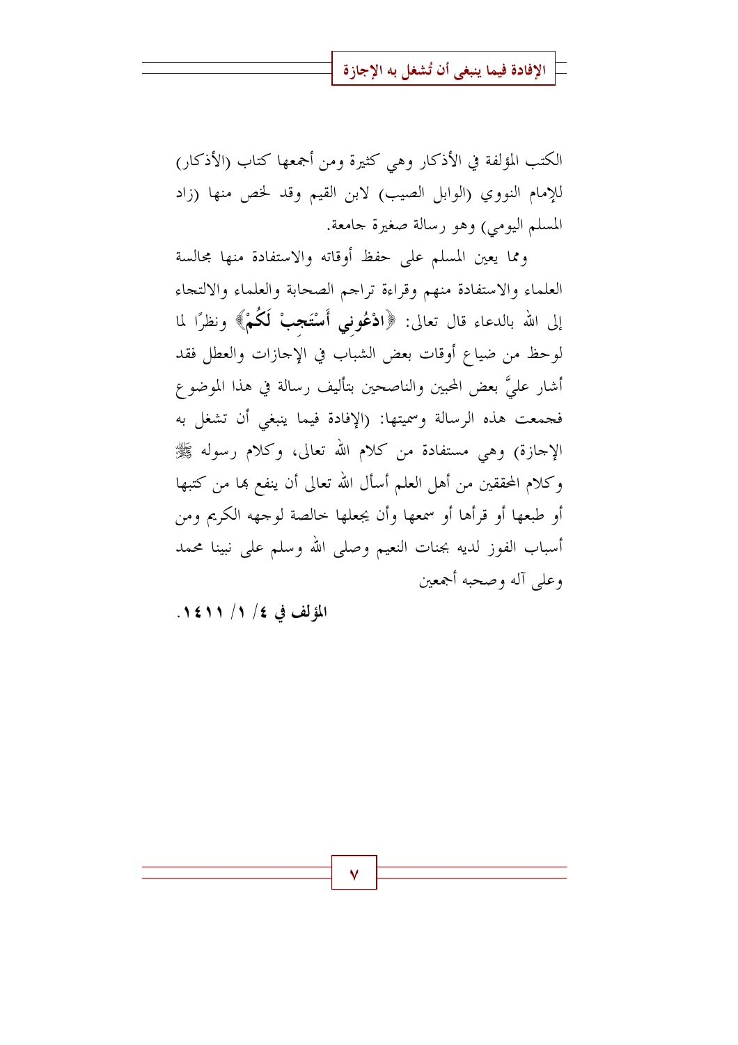الكتب المؤلفة في الأذكار وهي كثيرة ومن أجمعها كتاب (الأذكار) للإمام النووي (الوابل الصيب) لابن القيم وقد لخص منها (زاد المسلم اليومي) وهو رسالة صغيرة جامعة.

ومما يعين المسلم على حفظ أوقاته والاستفادة منها مجالسة العلماء والاستفادة منهم وقراءة تراجم الصحابة والعلماء والالتجاء إلى الله بالدعاء قال تعالى: ﴿**ادْعُونِي أَسْتَجِبْ لَكُمْ**﴾ ونظرًا لما لوحظ من ضياع أوقات بعض الشباب في الإجازات والعطل فقد أشار عليَّ بعض المحبين والناصحين بتأليف رسالة في هذا الموضوع فجمعت هذه الرسالة وسميتها: (الإفادة فيما ينبغي أن تشغل به الإجازة) وهي مستفادة من كلام الله تعالى، وكلام رسوله ﷺ وكلام المحققين من أهل العلم أسأل الله تعالى أن ينفع بها من كتبها أو طبعها أو قرأها أو سمعها وأن يجعلها خالصة لوجهه الكريم ومن أسباب الفوز لديه بجنات النعيم وصلى الله وسلم على نبينا محمد وعلى آله وصحبه أجمعين

**المؤلف في ٤/ ١/ ١٤١١.**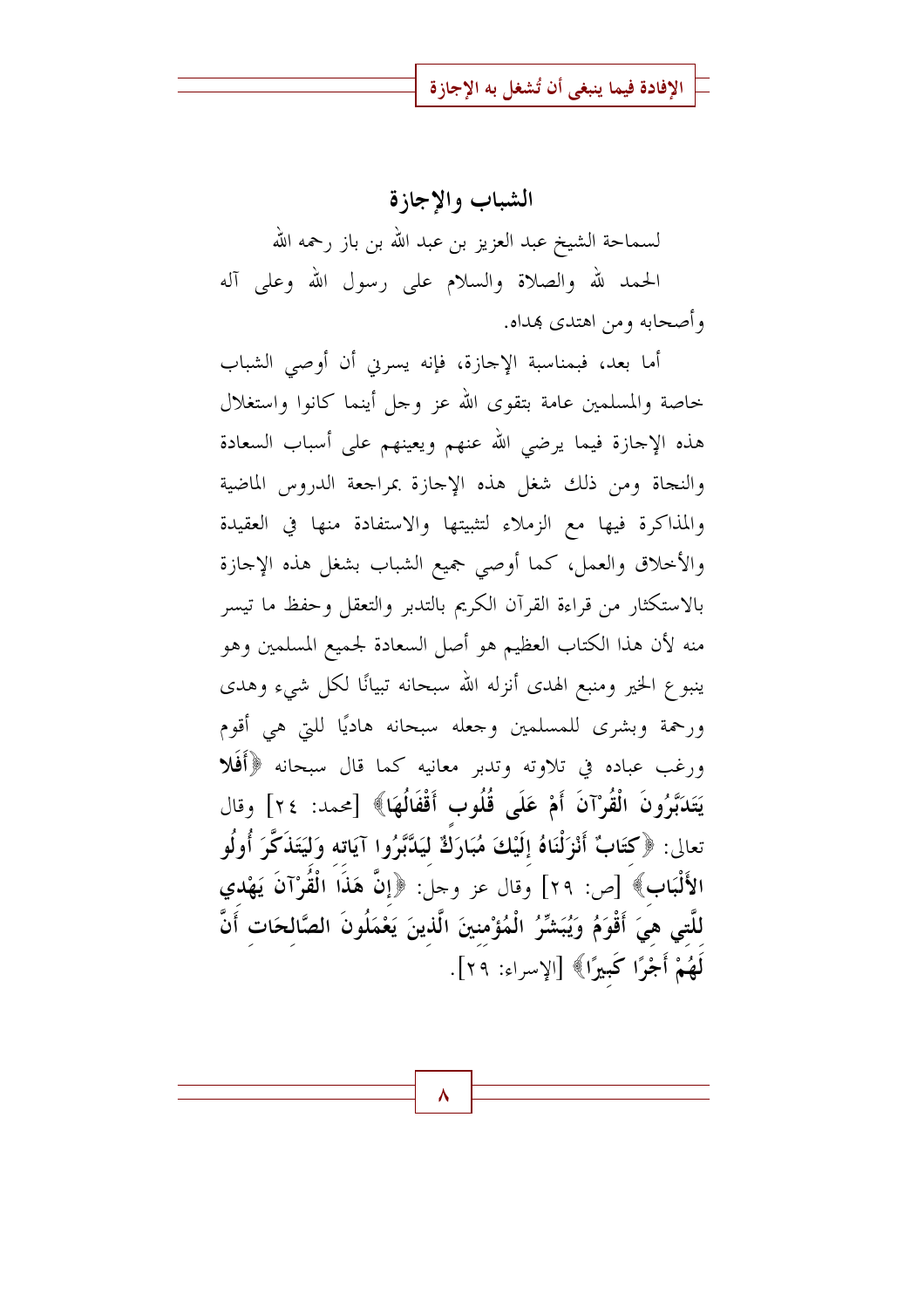## الشباب والإجازة

لسماحة الشيخ عبد العزيز بن عبد الله بن باز رحمه الله

الحمد لله والصلاة والسلام على رسول الله وعلى آله وأصحابه ومن اهتدى بهداه.

أما بعد، فبمناسبة الإجازة، فإنه يسرني أن أوصي الشباب خاصة والمسلمين عامة بتقوى الله عز وجل أينما كانوا واستغلال هذه الإجازة فيما يرضي الله عنهم ويعينهم على أسباب السعادة والنجاة ومن ذلك شغل هذه الإجازة بمراجعة الدروس الماضية والمذاكرة فيها مع الزملاء لتثبيتها والاستفادة منها في العقيدة والأخلاق والعمل، كما أوصي جميع الشباب بشغل هذه الإجازة بالاستكثار من قراءة القرآن الكريم بالتدبر والتعقل وحفظ ما تيسر منه لأن هذا الكتاب العظيم هو أصل السعادة لجميع المسلمين وهو ينبوع الخير ومنبع الهدى أنزله الله سبحانه تبيانًا لكل شيء وهدى ورحمة وبشرى للمسلمين وجعله سبحانه هاديًا للتي هي أقوم ورغب عباده في تلاوته وتدبر معانيه كما قال سبحانه **﴿أَفَلا يَتَدَبَّرُونَ الْقُرْآنَ أَمْ عَلَى قُلُوب أَقْفَالُهَا﴾** [محمد: ٢٤] وقال تعالى: **﴿كتَابٌ أَنْزَلْنَاهُ إِلَيْكَ مُبَارَكٌ ليَدَّبَّرُوا آيَاته وَلِيَتَذَكَّرَ أُولُو الأَلْبَاب﴾** [ص: ٢٩] وقال عز وجل: **﴿إِنَّ هَذَا الْقُرْآنَ يَهْدي للَّتي هيَ أَقْوَمُ وَيُبَشِّرُ الْمُؤْمنينَ الَّذينَ يَعْمَلُونَ الصَّالحَات أَنَّ لَهُمْ أَجْرًا كَبِيرًا﴾** [الإسراء: ٢٩].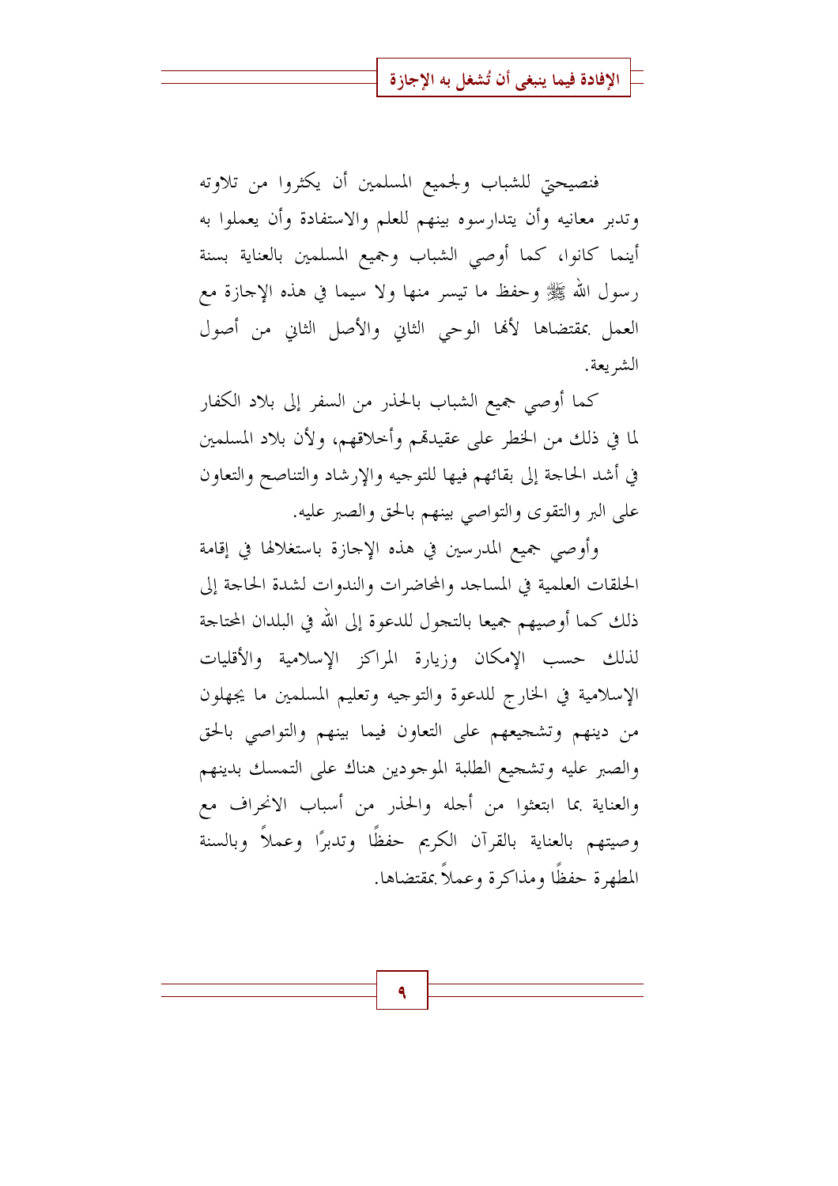فنصيحتي للشباب ولجميع المسلمين أن يكثروا من تلاوته وتدبر معانيه وأن يتدارسوه بينهم للعلم والاستفادة وأن يعملوا به أينما كانوا، كما أوصي الشباب وجميع المسلمين بالعناية بسنة رسول الله ﷺ وحفظ ما تيسر منها ولا سيما في هذه الإجازة مع العمل بمقتضاها لأنها الوحي الثاني والأصل الثاني من أصول الشريعة.

كما أوصي جميع الشباب بالحذر من السفر إلى بلاد الكفار لما في ذلك من الخطر على عقيدتهم وأخلاقهم، ولأن بلاد المسلمين في أشد الحاجة إلى بقائهم فيها للتوجيه والإرشاد والتناصح والتعاون على البر والتقوى والتواصي بينهم بالحق والصبر عليه.

وأوصي جميع المدرسين في هذه الإجازة باستغلالها في إقامة الحلقات العلمية في المساجد والمحاضرات والندوات لشدة الحاجة إلى ذلك كما أوصيهم جميعا بالتجول للدعوة إلى الله في البلدان المحتاجة لذلك حسب الإمكان وزيارة المراكز الإسلامية والأقليات الإسلامية في الخارج للدعوة والتوجيه وتعليم المسلمين ما يجهلون من دينهم وتشجيعهم على التعاون فيما بينهم والتواصي بالحق والصبر عليه وتشجيع الطلبة الموجودين هناك على التمسك بدينهم والعناية بما ابتعثوا من أجله والحذر من أسباب الانحراف مع وصيتهم بالعناية بالقرآن الكريم حفظًا وتدبرًا وعملاً وبالسنة المطهرة حفظًا ومذاكرة وعملاً بمقتضاها.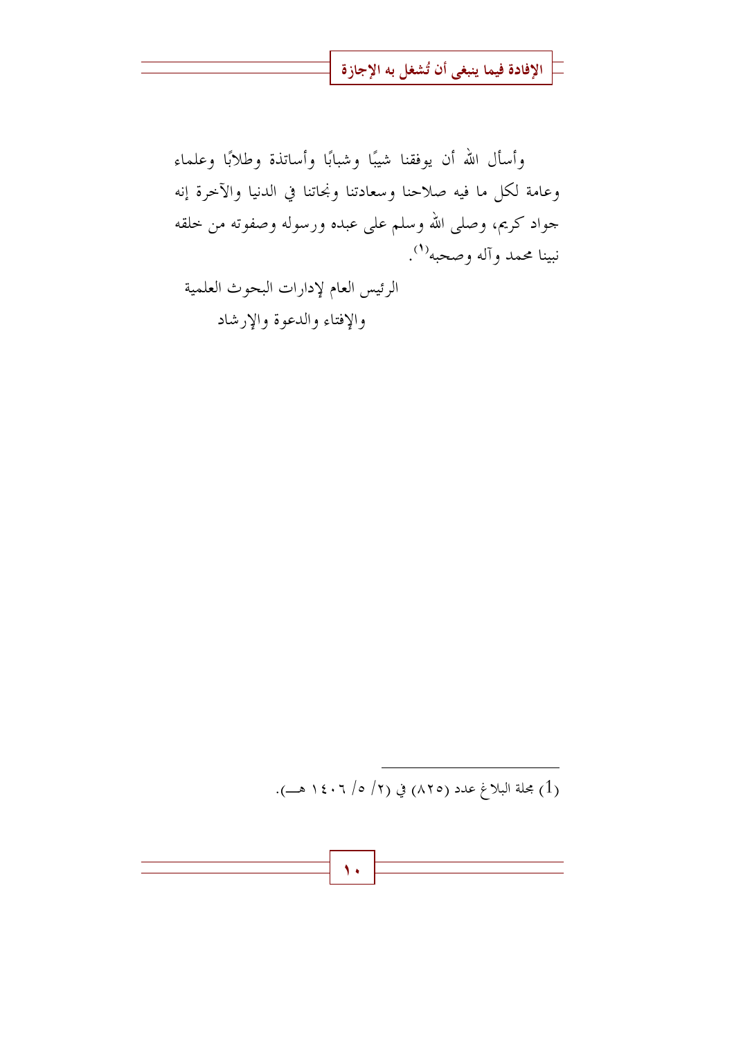وأسأل الله أن يوفقنا شيبًا وشبابًا وأساتذة وطلابًا وعلماء وعامة لكل ما فيه صلاحنا وسعادتنا ونجاتنا في الدنيا والآخرة إنه جواد كريم، وصلى الله وسلم على عبده ورسوله وصفوته من خلقه نبينا محمد وآله وصحبه[1].

الرئيس العام لإدارات البحوث العلمية

والإفتاء والدعوة والإرشاد

---

(1) مجلة البلاغ عدد (٨٢٥) في (٢/ ٥/ ١٤٠٦ هـ).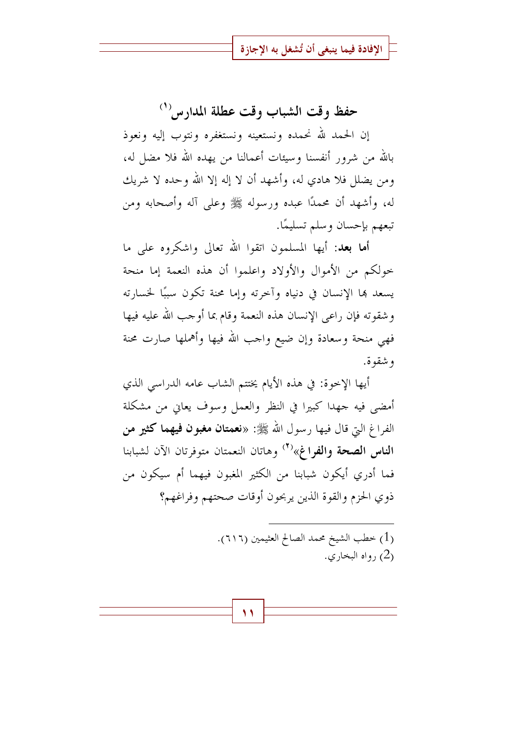## حفظ وقت الشباب وقت عطلة المدارس[1]

إن الحمد لله نحمده ونستعينه ونستغفره ونتوب إليه ونعوذ بالله من شرور أنفسنا وسيئات أعمالنا من يهده الله فلا مضل له، ومن يضلل فلا هادي له، وأشهد أن لا إله إلا الله وحده لا شريك له، وأشهد أن محمدًا عبده ورسوله ﷺ وعلى آله وأصحابه ومن تبعهم بإحسان وسلم تسليمًا.

**أما بعد:** أيها المسلمون اتقوا الله تعالى واشكروه على ما خولكم من الأموال والأولاد واعلموا أن هذه النعمة إما منحة يسعد بها الإنسان في دنياه وآخرته وإما محنة تكون سببًا لخسارته وشقوته فإن راعى الإنسان هذه النعمة وقام بما أوجب الله عليه فيها فهي منحة وسعادة وإن ضيع واجب الله فيها وأهملها صارت محنة وشقوة.

أيها الإخوة: في هذه الأيام يختتم الشاب عامه الدراسي الذي أمضى فيه جهدا كبيرا في النظر والعمل وسوف يعاني من مشكلة الفراغ التي قال فيها رسول الله ﷺ: «**نعمتان مغبون فيهما كثير من الناس الصحة والفراغ**»[2] وهاتان النعمتان متوفرتان الآن لشبابنا فما أدري أيكون شبابنا من الكثير المغبون فيهما أم سيكون من ذوي الحزم والقوة الذين يربحون أوقات صحتهم وفراغهم؟

---

(1) خطب الشيخ محمد الصالح العثيمين (٦١٦).

(2) رواه البخاري.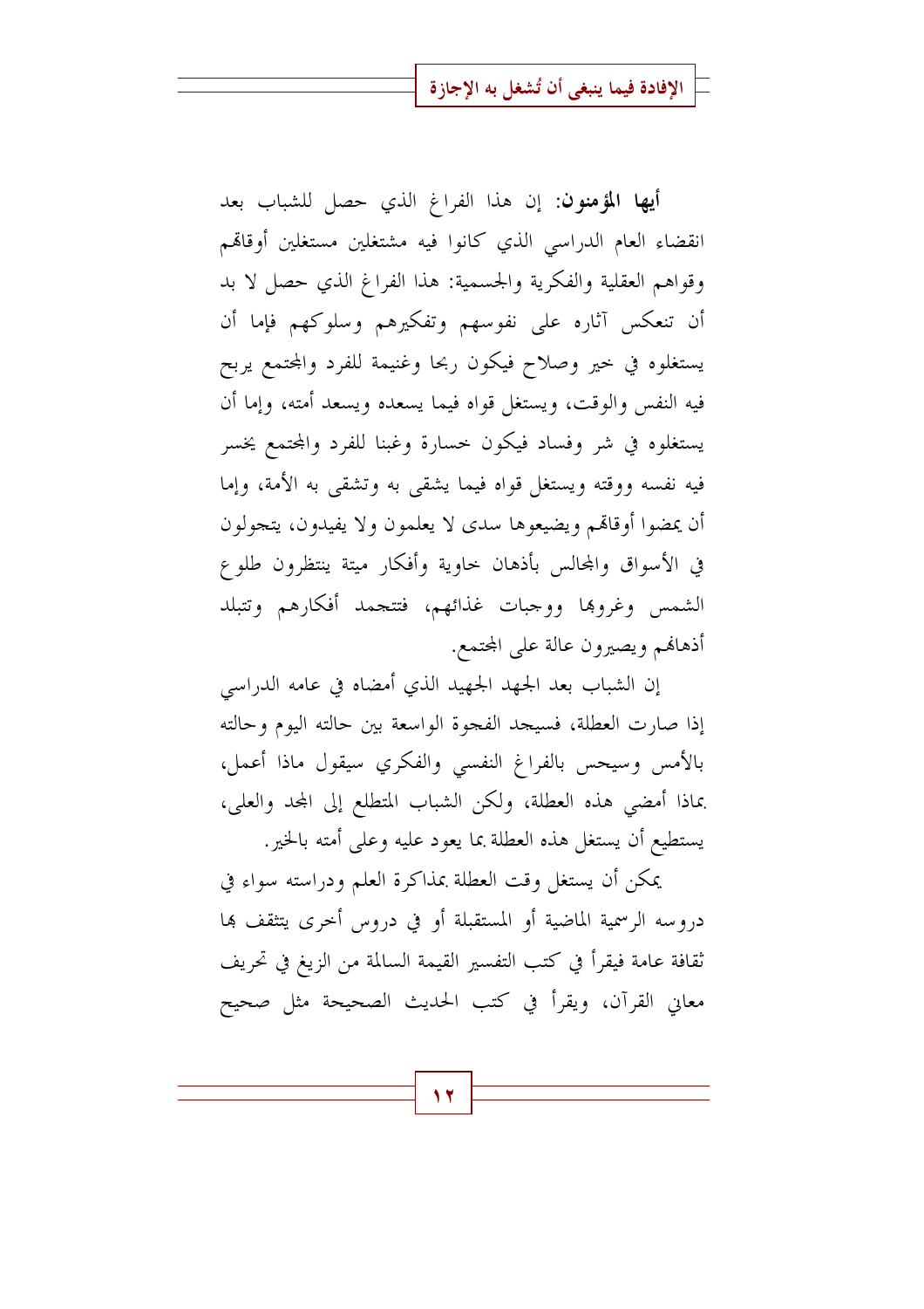**أيها المؤمنون**: إن هذا الفراغ الذي حصل للشباب بعد انقضاء العام الدراسي الذي كانوا فيه مشتغلين مستغلين أوقاتهم وقواهم العقلية والفكرية والجسمية: هذا الفراغ الذي حصل لا بد أن تنعكس آثاره على نفوسهم وتفكيرهم وسلوكهم فإما أن يستغلوه في خير وصلاح فيكون ربحا وغنيمة للفرد والمجتمع يربح فيه النفس والوقت، ويستغل قواه فيما يسعده ويسعد أمته، وإما أن يستغلوه في شر وفساد فيكون خسارة وغبنا للفرد والمجتمع يخسر فيه نفسه ووقته ويستغل قواه فيما يشقى به وتشقى به الأمة، وإما أن يمضوا أوقاتهم ويضيعوها سدى لا يعلمون ولا يفيدون، يتجولون في الأسواق والمجالس بأذهان خاوية وأفكار ميتة ينتظرون طلوع الشمس وغروبها ووجبات غذائهم، فتتجمد أفكارهم وتتبلد أذهانهم ويصيرون عالة على المجتمع.

إن الشباب بعد الجهد الجهيد الذي أمضاه في عامه الدراسي إذا صارت العطلة، فسيجد الفجوة الواسعة بين حالته اليوم وحالته بالأمس وسيحس بالفراغ النفسي والفكري سيقول ماذا أعمل، بماذا أمضي هذه العطلة، ولكن الشباب المتطلع إلى المجد والعلى، يستطيع أن يستغل هذه العطلة بما يعود عليه وعلى أمته بالخير.

يمكن أن يستغل وقت العطلة بمذاكرة العلم ودراسته سواء في دروسه الرسمية الماضية أو المستقبلة أو في دروس أخرى يتثقف بها ثقافة عامة فيقرأ في كتب التفسير القيمة السالمة من الزيغ في تحريف معاني القرآن، ويقرأ في كتب الحديث الصحيحة مثل صحيح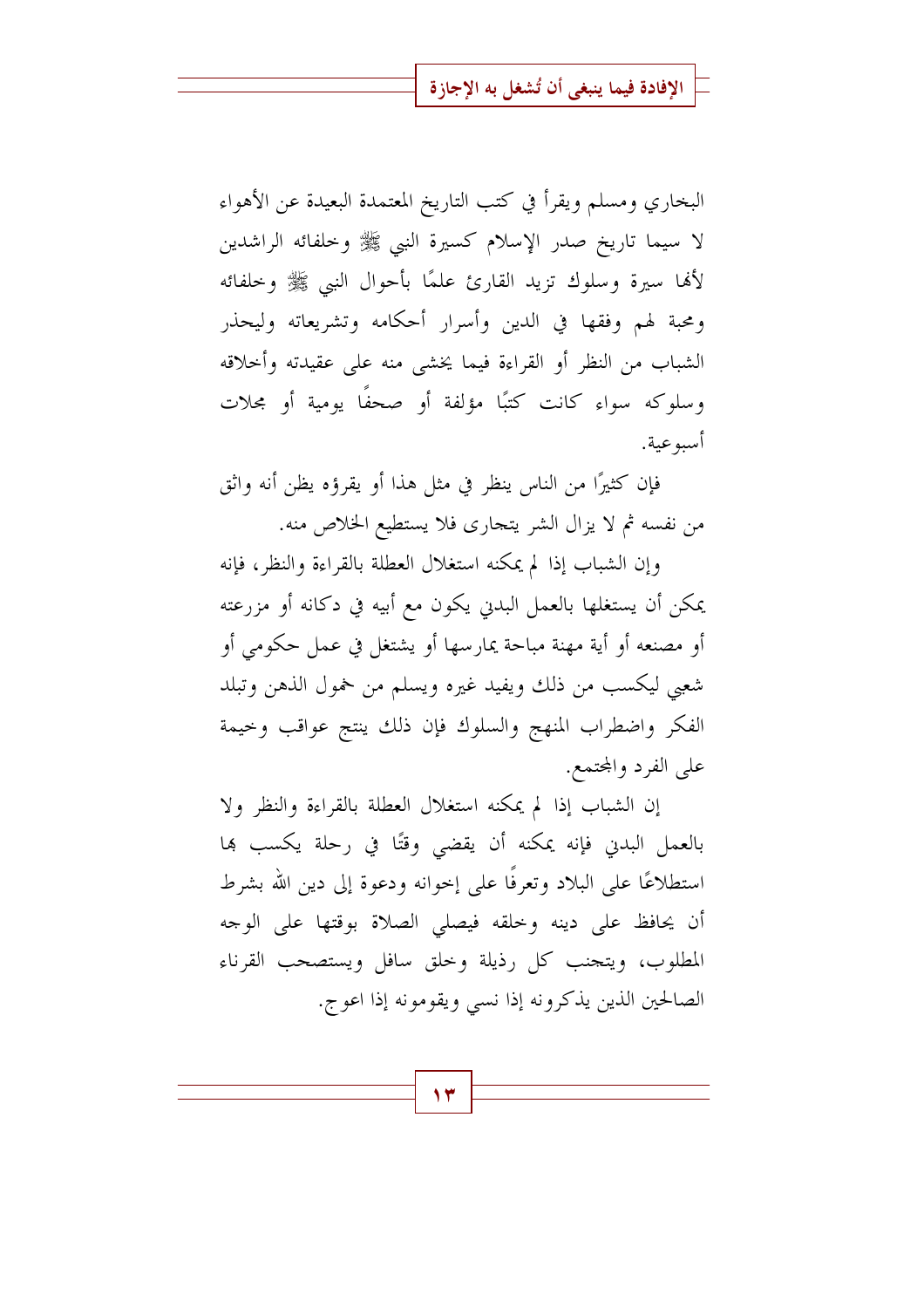البخاري ومسلم ويقرأ في كتب التاريخ المعتمدة البعيدة عن الأهواء لا سيما تاريخ صدر الإسلام كسيرة النبي ﷺ وخلفائه الراشدين لأنها سيرة وسلوك تزيد القارئ علمًا بأحوال النبي ﷺ وخلفائه ومحبة لهم وفقها في الدين وأسرار أحكامه وتشريعاته وليحذر الشباب من النظر أو القراءة فيما يخشى منه على عقيدته وأخلاقه وسلوكه سواء كانت كتبًا مؤلفة أو صحفًا يومية أو مجلات أسبوعية.

فإن كثيرًا من الناس ينظر في مثل هذا أو يقرؤه يظن أنه واثق من نفسه ثم لا يزال الشر يتجارى فلا يستطيع الخلاص منه.

وإن الشباب إذا لم يمكنه استغلال العطلة بالقراءة والنظر، فإنه يمكن أن يستغلها بالعمل البدني يكون مع أبيه في دكانه أو مزرعته أو مصنعه أو أية مهنة مباحة يمارسها أو يشتغل في عمل حكومي أو شعبي ليكسب من ذلك ويفيد غيره ويسلم من خمول الذهن وتبلد الفكر واضطراب المنهج والسلوك فإن ذلك ينتج عواقب وخيمة على الفرد والمجتمع.

إن الشباب إذا لم يمكنه استغلال العطلة بالقراءة والنظر ولا بالعمل البدني فإنه يمكنه أن يقضي وقتًا في رحلة يكسب بها استطلاعًا على البلاد وتعرفًا على إخوانه ودعوة إلى دين الله بشرط أن يحافظ على دينه وخلقه فيصلي الصلاة بوقتها على الوجه المطلوب، ويتجنب كل رذيلة وخلق سافل ويستصحب القرناء الصالحين الذين يذكرونه إذا نسي ويقومونه إذا اعوج.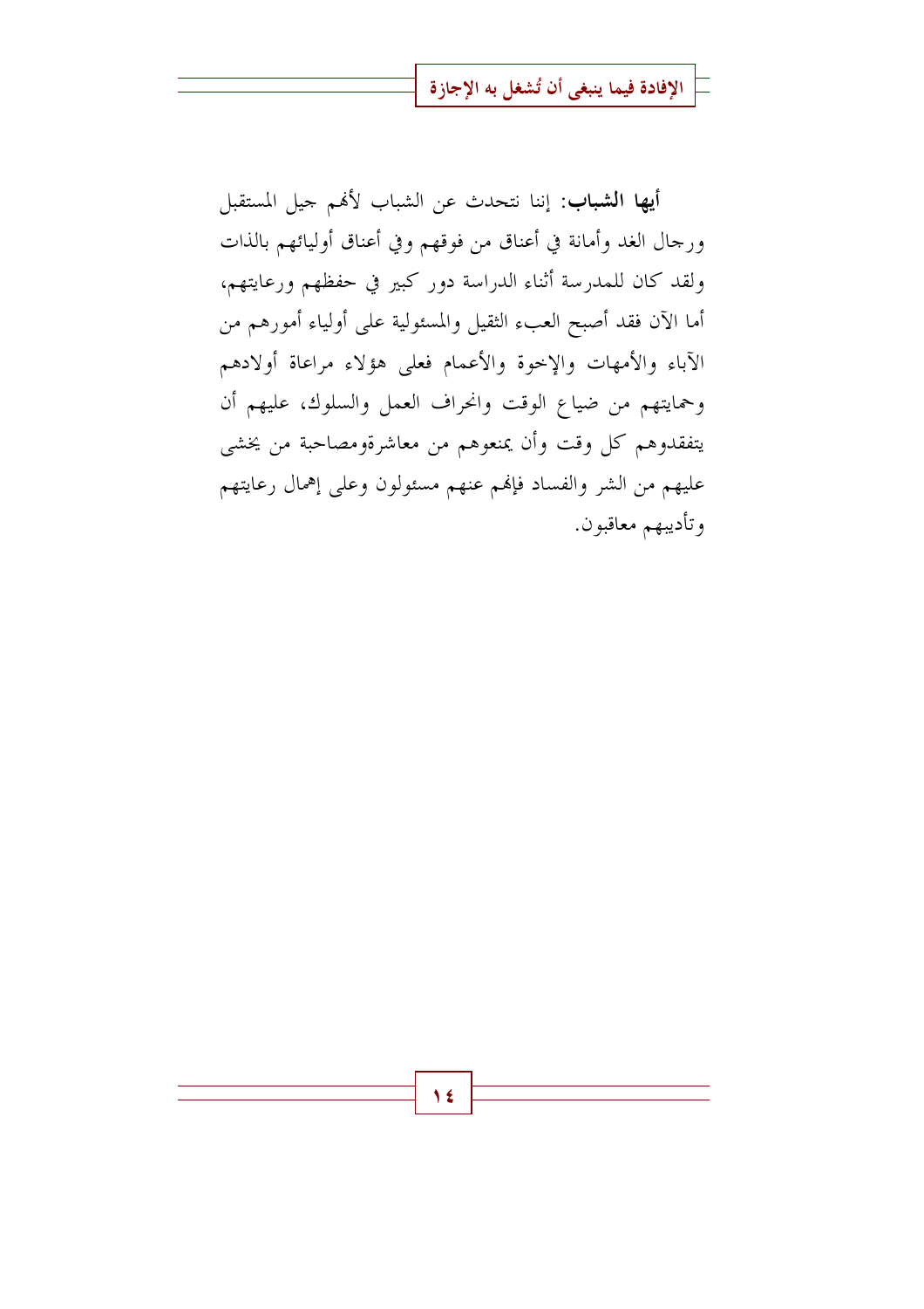**أيها الشباب**: إننا نتحدث عن الشباب لأنهم جيل المستقبل ورجال الغد وأمانة في أعناق من فوقهم وفي أعناق أوليائهم بالذات ولقد كان للمدرسة أثناء الدراسة دور كبير في حفظهم ورعايتهم، أما الآن فقد أصبح العبء الثقيل والمسئولية على أولياء أمورهم من الآباء والأمهات والإخوة والأعمام فعلى هؤلاء مراعاة أولادهم وحمايتهم من ضياع الوقت وانحراف العمل والسلوك، عليهم أن يتفقدوهم كل وقت وأن يمنعوهم من معاشرةومصاحبة من يخشى عليهم من الشر والفساد فإنهم عنهم مسئولون وعلى إهمال رعايتهم وتأديبهم معاقبون.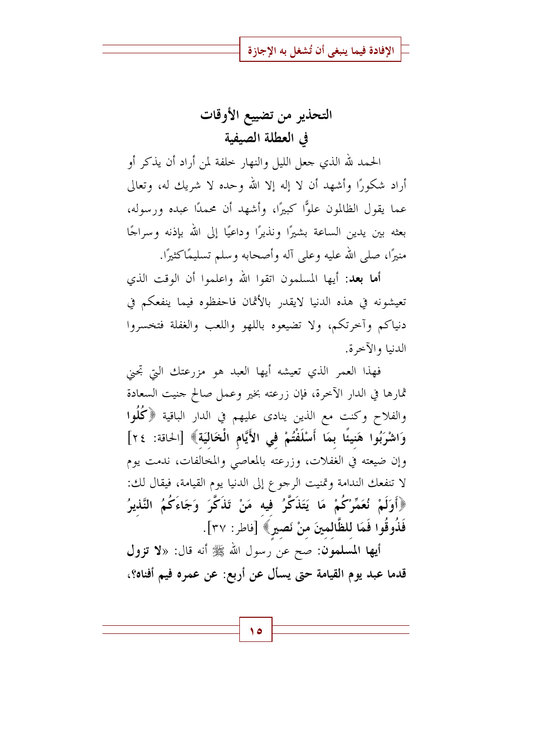# التحذير من تضييع الأوقات في العطلة الصيفية

الحمد لله الذي جعل الليل والنهار خلفة لمن أراد أن يذكر أو أراد شكورًا وأشهد أن لا إله إلا الله وحده لا شريك له، وتعالى عما يقول الظالمون علوًّا كبيرًا، وأشهد أن محمدًا عبده ورسوله، بعثه بين يدين الساعة بشيرًا ونذيرًا وداعيًا إلى الله بإذنه وسراجًا منيرًا، صلى الله عليه وعلى آله وأصحابه وسلم تسليمًا كثيرًا.

**أما بعد:** أيها المسلمون اتقوا الله واعلموا أن الوقت الذي تعيشونه في هذه الدنيا لايقدر بالأثمان فاحفظوه فيما ينفعكم في دنياكم وآخرتكم، ولا تضيعوه باللهو واللعب والغفلة فتخسروا الدنيا والآخرة.

فهذا العمر الذي تعيشه أيها العبد هو مزرعتك التي تجني ثمارها في الدار الآخرة، فإن زرعته بخير وعمل صالح جنيت السعادة والفلاح وكنت مع الذين ينادى عليهم في الدار الباقية ﴿**كُلُوا وَاشْرَبُوا هَنِيئًا بِمَا أَسْلَفْتُمْ فِي الْأَيَّامِ الْخَالِيَةِ**﴾ [الحاقة: ٢٤] وإن ضيعته في الغفلات، وزرعته بالمعاصي والمخالفات، ندمت يوم لا تنفعك الندامة وتمنيت الرجوع إلى الدنيا يوم القيامة، فيقال لك: ﴿**أَوَلَمْ نُعَمِّرْكُمْ مَا يَتَذَكَّرُ فِيهِ مَنْ تَذَكَّرَ وَجَاءَكُمُ النَّذِيرُ فَذُوقُوا فَمَا لِلظَّالِمِينَ مِنْ نَصِيرٍ**﴾ [فاطر: ٣٧].

**أيها المسلمون:** صح عن رسول الله ﷺ أنه قال: «**لا تزول قدما عبد يوم القيامة حتى يسأل عن أربع: عن عمره فيم أفناه؟،**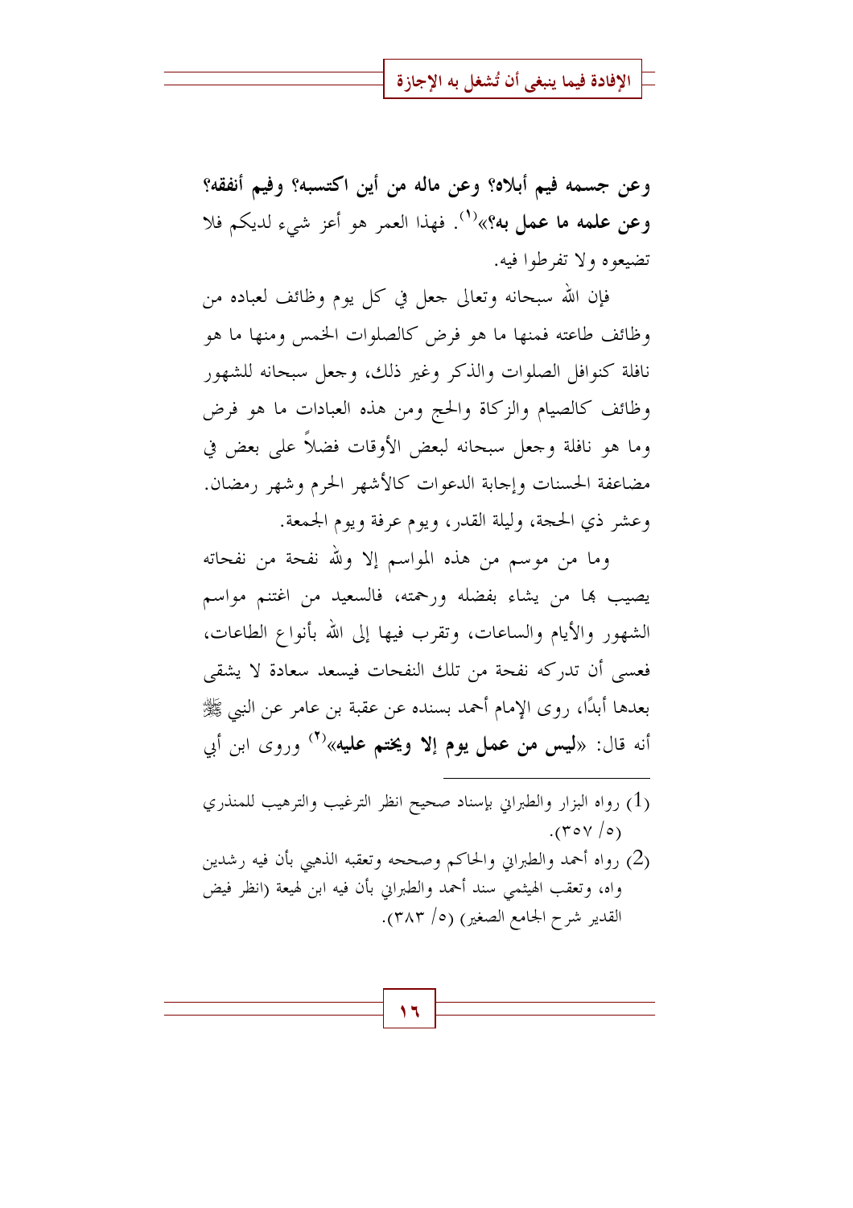**وعن جسمه فيم أبلاه؟ وعن ماله من أين اكتسبه؟ وفيم أنفقه؟ وعن علمه ما عمل به؟**»[1]. فهذا العمر هو أعز شيء لديكم فلا تضيعوه ولا تفرطوا فيه.

فإن الله سبحانه وتعالى جعل في كل يوم وظائف لعباده من وظائف طاعته فمنها ما هو فرض كالصلوات الخمس ومنها ما هو نافلة كنوافل الصلوات والذكر وغير ذلك، وجعل سبحانه للشهور وظائف كالصيام والزكاة والحج ومن هذه العبادات ما هو فرض وما هو نافلة وجعل سبحانه لبعض الأوقات فضلاً على بعض في مضاعفة الحسنات وإجابة الدعوات كالأشهر الحرم وشهر رمضان. وعشر ذي الحجة، وليلة القدر، ويوم عرفة ويوم الجمعة.

وما من موسم من هذه المواسم إلا ولله نفحة من نفحاته يصيب بها من يشاء بفضله ورحمته، فالسعيد من اغتنم مواسم الشهور والأيام والساعات، وتقرب فيها إلى الله بأنواع الطاعات، فعسى أن تدركه نفحة من تلك النفحات فيسعد سعادة لا يشقى بعدها أبدًا، روى الإمام أحمد بسنده عن عقبة بن عامر عن النبي ﷺ أنه قال: «**ليس من عمل يوم إلا ويختم عليه**»[2] وروى ابن أبي

---

(1) رواه البزار والطبراني بإسناد صحيح انظر الترغيب والترهيب للمنذري (٥/ ٣٥٧).

(2) رواه أحمد والطبراني والحاكم وصححه وتعقبه الذهبي بأن فيه رشدين واه، وتعقب الهيثمي سند أحمد والطبراني بأن فيه ابن لهيعة (انظر فيض القدير شرح الجامع الصغير) (٥/ ٣٨٣).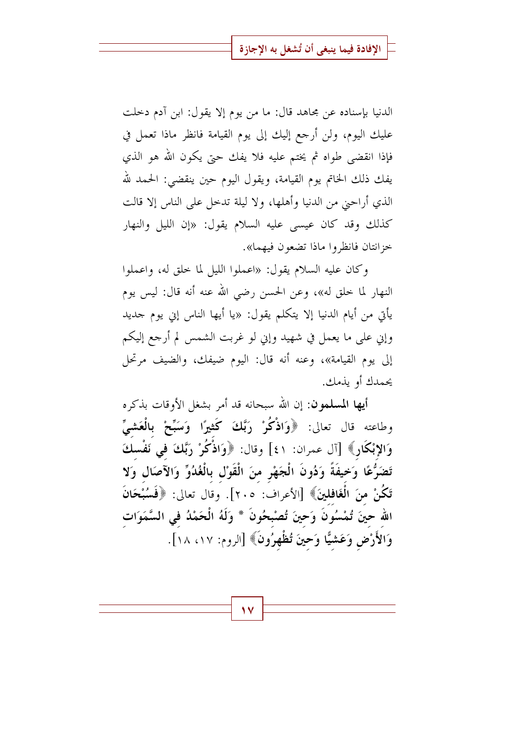الدنيا بإسناده عن مجاهد قال: ما من يوم إلا يقول: ابن آدم دخلت عليك اليوم، ولن أرجع إليك إلى يوم القيامة فانظر ماذا تعمل في فإذا انقضى طواه ثم يختم عليه فلا يفك حتى يكون الله هو الذي يفك ذلك الخاتم يوم القيامة، ويقول اليوم حين ينقضي: الحمد لله الذي أراحني من الدنيا وأهلها، ولا ليلة تدخل على الناس إلا قالت كذلك وقد كان عيسى عليه السلام يقول: «إن الليل والنهار خزانتان فانظروا ماذا تضعون فيهما».

وكان عليه السلام يقول: «اعملوا الليل لما خلق له، واعملوا النهار لما خلق له»، وعن الحسن رضي الله عنه أنه قال: ليس يوم يأتي من أيام الدنيا إلا يتكلم يقول: «يا أيها الناس إني يوم جديد وإني على ما يعمل في شهيد وإني لو غربت الشمس لم أرجع إليكم إلى يوم القيامة»، وعنه أنه قال: اليوم ضيفك، والضيف مرتحل يحمدك أو يذمك.

**أيها المسلمون**: إن الله سبحانه قد أمر بشغل الأوقات بذكره وطاعته قال تعالى: ﴿**وَاذْكُرْ رَبَّكَ كَثِيرًا وَسَبِّحْ بِالْعَشِيِّ وَالإِبْكَارِ**﴾ [آل عمران: ٤١] وقال: ﴿**وَاذْكُرْ رَبَّكَ فِي نَفْسِكَ تَضَرُّعًا وَخِيفَةً وَدُونَ الْجَهْرِ مِنَ الْقَوْلِ بِالْغُدُوِّ وَالآصَالِ وَلا تَكُنْ مِنَ الْغَافِلِينَ**﴾ [الأعراف: ٢٠٥]. وقال تعالى: ﴿**فَسُبْحَانَ اللهِ حِينَ تُمْسُونَ وَحِينَ تُصْبِحُونَ * وَلَهُ الْحَمْدُ فِي السَّمَوَاتِ وَالأَرْضِ وَعَشِيًّا وَحِينَ تُظْهِرُونَ**﴾ [الروم: ١٧، ١٨].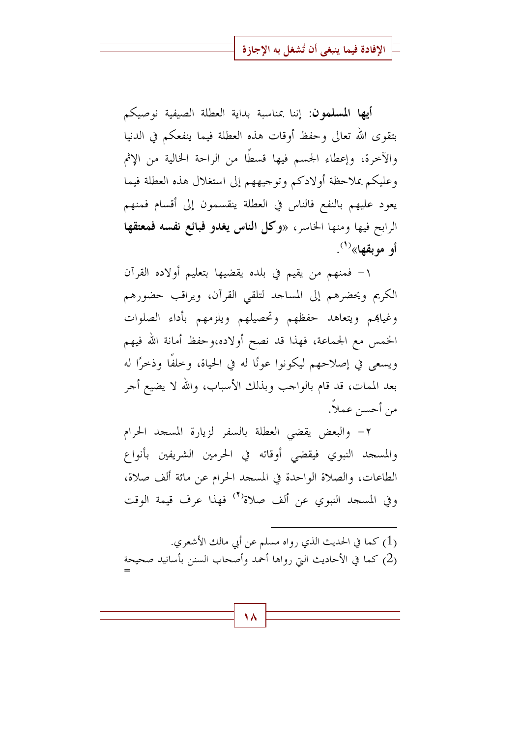**أيها المسلمون**: إننا بمناسبة بداية العطلة الصيفية نوصيكم بتقوى الله تعالى وحفظ أوقات هذه العطلة فيما ينفعكم في الدنيا والآخرة، وإعطاء الجسم فيها قسطًا من الراحة الخالية من الإثم وعليكم بملاحظة أولادكم وتوجيههم إلى استغلال هذه العطلة فيما يعود عليهم بالنفع فالناس في العطلة ينقسمون إلى أقسام فمنهم الرابح فيها ومنها الخاسر، «**وكل الناس يغدو فبائع نفسه فمعتقها أو موبقها**»[1].

١- فمنهم من يقيم في بلده يقضيها بتعليم أولاده القرآن الكريم ويحضرهم إلى المساجد لتلقي القرآن، ويراقب حضورهم وغيابهم ويتعاهد حفظهم وتحصيلهم ويلزمهم بأداء الصلوات الخمس مع الجماعة، فهذا قد نصح أولاده،وحفظ أمانة الله فيهم ويسعى في إصلاحهم ليكونوا عونًا له في الحياة، وخلفًا وذخرًا له بعد الممات، قد قام بالواجب وبذلك الأسباب، والله لا يضيع أجر من أحسن عملاً.

٢- والبعض يقضي العطلة بالسفر لزيارة المسجد الحرام والمسجد النبوي فيقضي أوقاته في الحرمين الشريفين بأنواع الطاعات، والصلاة الواحدة في المسجد الحرام عن مائة ألف صلاة، وفي المسجد النبوي عن ألف صلاة[2] فهذا عرف قيمة الوقت

---

(1) كما في الحديث الذي رواه مسلم عن أبي مالك الأشعري.

(2) كما في الأحاديث التي رواها أحمد وأصحاب السنن بأسانيد صحيحة =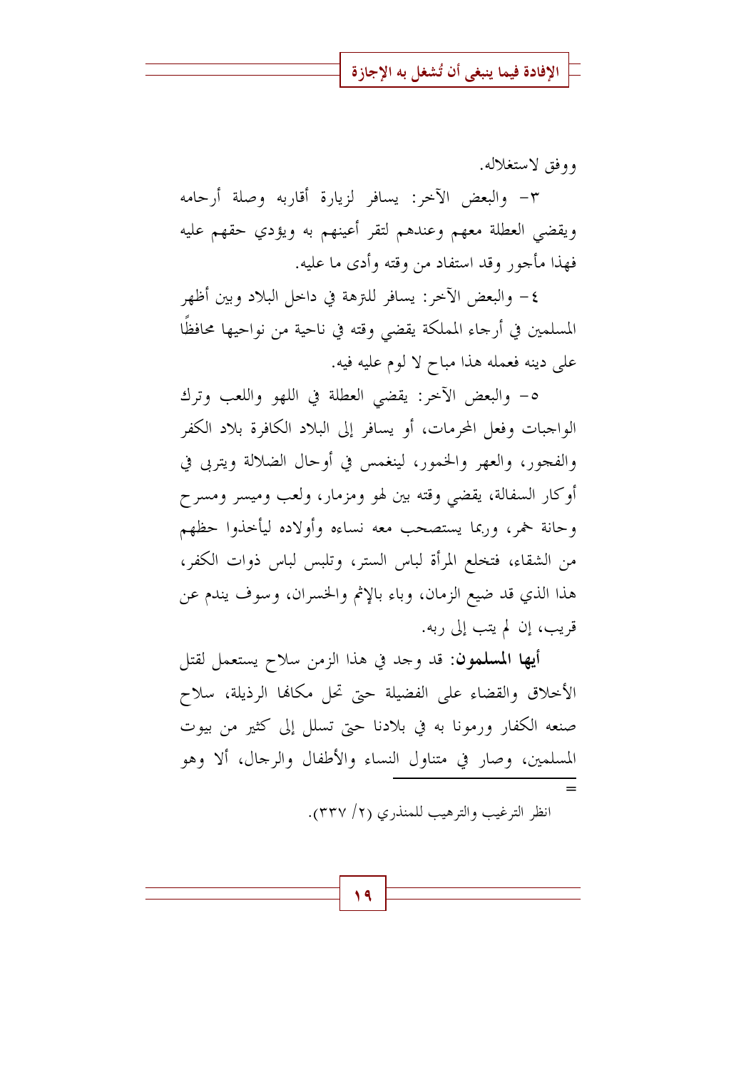ووفق لاستغلاله.

٣- والبعض الآخر: يسافر لزيارة أقاربه وصلة أرحامه ويقضي العطلة معهم وعندهم لتقر أعينهم به ويؤدي حقهم عليه فهذا مأجور وقد استفاد من وقته وأدى ما عليه.

٤- والبعض الآخر: يسافر للنزهة في داخل البلاد وبين أظهر المسلمين في أرجاء المملكة يقضي وقته في ناحية من نواحيها محافظًا على دينه فعمله هذا مباح لا لوم عليه فيه.

٥- والبعض الآخر: يقضي العطلة في اللهو واللعب وترك الواجبات وفعل المحرمات، أو يسافر إلى البلاد الكافرة بلاد الكفر والفجور، والعهر والخمور، لينغمس في أوحال الضلالة ويتربى في أوكار السفالة، يقضي وقته بين لهو ومزمار، ولعب وميسر ومسرح وحانة خمر، وربما يستصحب معه نساءه وأولاده ليأخذوا حظهم من الشقاء، فتخلع المرأة لباس الستر، وتلبس لباس ذوات الكفر، هذا الذي قد ضيع الزمان، وباء بالإثم والخسران، وسوف يندم عن قريب، إن لم يتب إلى ربه.

**أيها المسلمون**: قد وجد في هذا الزمن سلاح يستعمل لقتل الأخلاق والقضاء على الفضيلة حتى تحل مكانها الرذيلة، سلاح صنعه الكفار ورمونا به في بلادنا حتى تسلل إلى كثير من بيوت المسلمين، وصار في متناول النساء والأطفال والرجال، ألا وهو

---

= انظر الترغيب والترهيب للمنذري (٢/ ٣٣٧).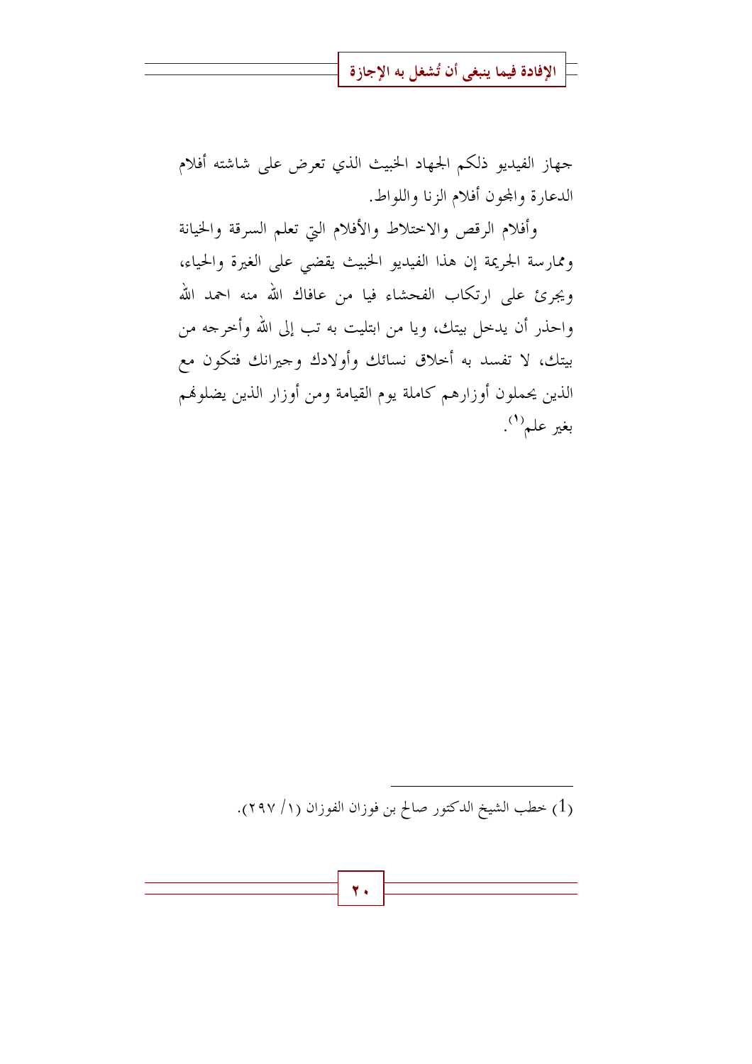جهاز الفيديو ذلكم الجهاد الخبيث الذي تعرض على شاشته أفلام الدعارة والمجون أفلام الزنا واللواط.

وأفلام الرقص والاختلاط والأفلام التي تعلم السرقة والخيانة وممارسة الجريمة إن هذا الفيديو الخبيث يقضي على الغيرة والحياء، ويجرئ على ارتكاب الفحشاء فيا من عافاك الله منه احمد الله واحذر أن يدخل بيتك، ويا من ابتليت به تب إلى الله وأخرجه من بيتك، لا تفسد به أخلاق نسائك وأولادك وجيرانك فتكون مع الذين يحملون أوزارهم كاملة يوم القيامة ومن أوزار الذين يضلونهم بغير علم[1].

---

(1) خطب الشيخ الدكتور صالح بن فوزان الفوزان (١/ ٢٩٧).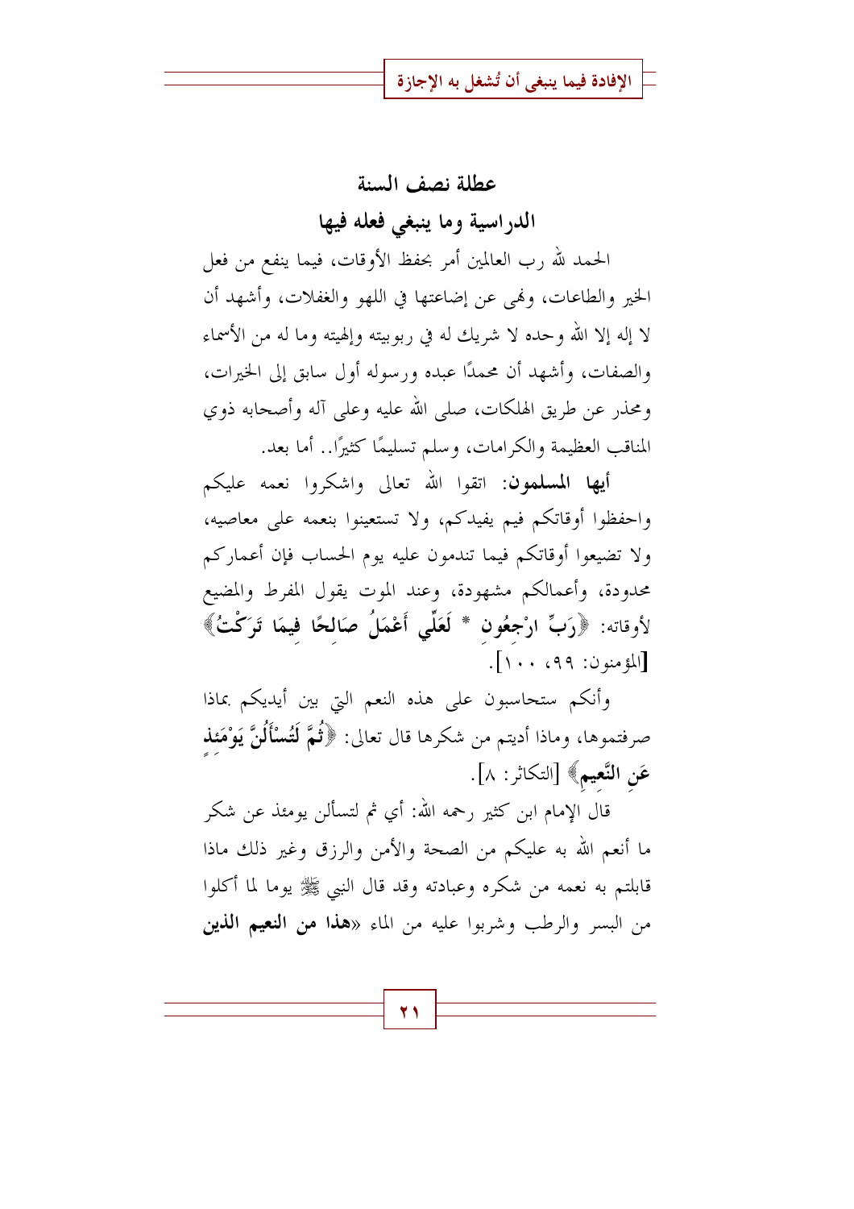## عطلة نصف السنة الدراسية وما ينبغي فعله فيها

الحمد لله رب العالمين أمر بحفظ الأوقات، فيما ينفع من فعل الخير والطاعات، ونهى عن إضاعتها في اللهو والغفلات، وأشهد أن لا إله إلا الله وحده لا شريك له في ربوبيته وإلهيته وما له من الأسماء والصفات، وأشهد أن محمدًا عبده ورسوله أول سابق إلى الخيرات، ومحذر عن طريق الهلكات، صلى الله عليه وعلى آله وأصحابه ذوي المناقب العظيمة والكرامات، وسلم تسليمًا كثيرًا.. أما بعد.

**أيها المسلمون:** اتقوا الله تعالى واشكروا نعمه عليكم واحفظوا أوقاتكم فيم يفيدكم، ولا تستعينوا بنعمه على معاصيه، ولا تضيعوا أوقاتكم فيما تندمون عليه يوم الحساب فإن أعماركم محدودة، وأعمالكم مشهودة، وعند الموت يقول المفرط والمضيع لأوقاته: ﴿**رَبِّ ارْجِعُونِ * لَعَلِّي أَعْمَلُ صَالِحًا فِيمَا تَرَكْتُ**﴾ [المؤمنون: ٩٩، ١٠٠].

وأنكم ستحاسبون على هذه النعم التي بين أيديكم بماذا صرفتموها، وماذا أديتم من شكرها قال تعالى: ﴿**ثُمَّ لَتُسْأَلُنَّ يَوْمَئِذٍ عَنِ النَّعِيمِ**﴾ [التكاثر: ٨].

قال الإمام ابن كثير رحمه الله: أي ثم لتسألن يومئذ عن شكر ما أنعم الله به عليكم من الصحة والأمن والرزق وغير ذلك ماذا قابلتم به نعمه من شكره وعبادته وقد قال النبي ﷺ يوما لما أكلوا من البسر والرطب وشربوا عليه من الماء «**هذا من النعيم الذين**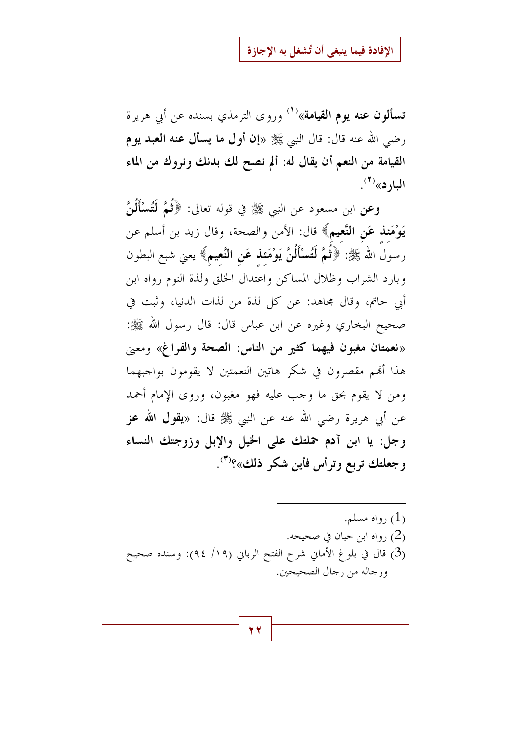**تسألون عنه يوم القيامة»**[1] وروى الترمذي بسنده عن أبي هريرة رضي الله عنه قال: قال النبي ﷺ «**إن أول ما يسأل عنه العبد يوم القيامة من النعم أن يقال له: ألم نصح لك بدنك ونروك من الماء البارد**»[2].

**وعن** ابن مسعود عن النبي ﷺ في قوله تعالى: ﴿**ثُمَّ لَتُسْأَلُنَّ يَوْمَئِذٍ عَنِ النَّعِيمِ**﴾ قال: الأمن والصحة، وقال زيد بن أسلم عن رسول الله ﷺ: ﴿**ثُمَّ لَتُسْأَلُنَّ يَوْمَئِذٍ عَنِ النَّعِيمِ**﴾ يعني شبع البطون وبارد الشراب وظلال المساكن واعتدال الخلق ولذة النوم رواه ابن أبي حاتم، وقال مجاهد: عن كل لذة من لذات الدنيا، وثبت في صحيح البخاري وغيره عن ابن عباس قال: قال رسول الله ﷺ: «**نعمتان مغبون فيهما كثير من الناس: الصحة والفراغ**» ومعنى هذا أنهم مقصرون في شكر هاتين النعمتين لا يقومون بواجبهما ومن لا يقوم بحق ما وجب عليه فهو مغبون، وروى الإمام أحمد عن أبي هريرة رضي الله عنه عن النبي ﷺ قال: «**يقول الله عز وجل: يا ابن آدم حملتك على الخيل والإبل وزوجتك النساء وجعلتك تربع وترأس فأين شكر ذلك**»؟[3].

---

(1) رواه مسلم.

(2) رواه ابن حبان في صحيحه.

(3) قال في بلوغ الأماني شرح الفتح الرباني (١٩/ ٩٤): وسنده صحيح ورجاله من رجال الصحيحين.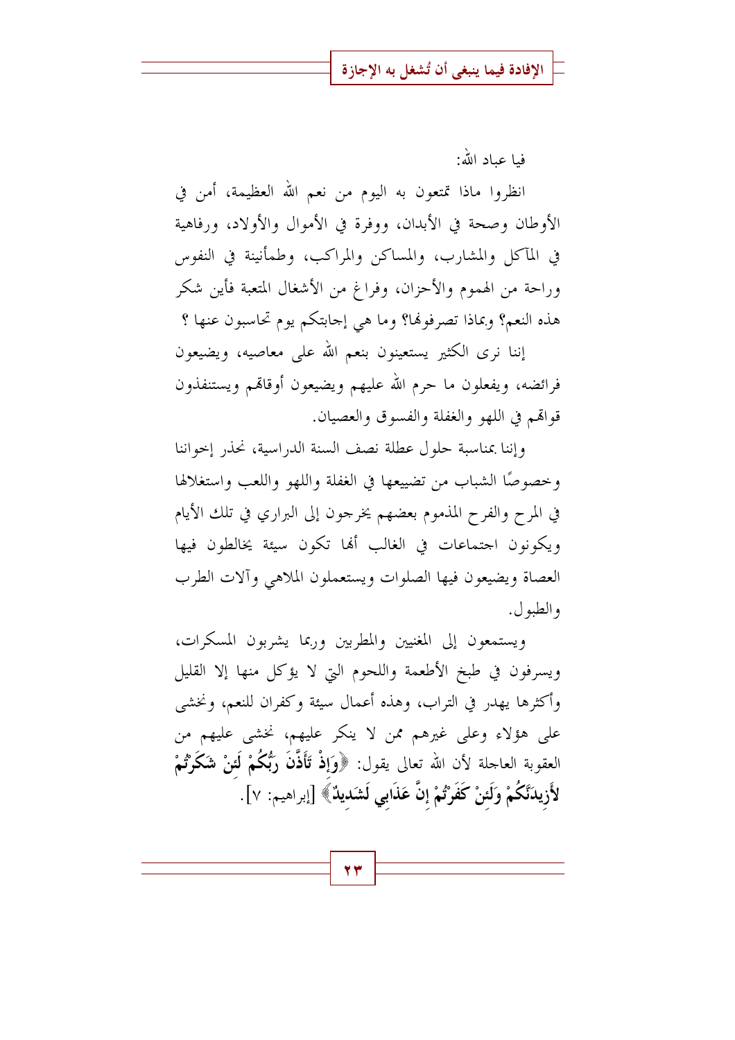فيا عباد الله:

انظروا ماذا تمتعون به اليوم من نعم الله العظيمة، أمن في الأوطان وصحة في الأبدان، ووفرة في الأموال والأولاد، ورفاهية في المآكل والمشارب، والمساكن والمراكب، وطمأنينة في النفوس وراحة من الهموم والأحزان، وفراغ من الأشغال المتعبة فأين شكر هذه النعم؟ وبماذا تصرفونها؟ وما هي إجابتكم يوم تحاسبون عنها ؟

إننا نرى الكثير يستعينون بنعم الله على معاصيه، ويضيعون فرائضه، ويفعلون ما حرم الله عليهم ويضيعون أوقاتهم ويستنفذون قواهم في اللهو والغفلة والفسوق والعصيان.

وإننا بمناسبة حلول عطلة نصف السنة الدراسية، نحذر إخواننا وخصوصًا الشباب من تضييعها في الغفلة واللهو واللعب واستغلالها في المرح والفرح المذموم بعضهم يخرجون إلى البراري في تلك الأيام ويكونون اجتماعات في الغالب أنها تكون سيئة يخالطون فيها العصاة ويضيعون فيها الصلوات ويستعملون الملاهي وآلات الطرب والطبول.

ويستمعون إلى المغنيين والمطربين وربما يشربون المسكرات، ويسرفون في طبخ الأطعمة واللحوم التي لا يؤكل منها إلا القليل وأكثرها يهدر في التراب، وهذه أعمال سيئة وكفران للنعم، ونخشى على هؤلاء وعلى غيرهم ممن لا ينكر عليهم، نخشى عليهم من العقوبة العاجلة لأن الله تعالى يقول: ﴿**وَإِذْ تَأَذَّنَ رَبُّكُمْ لَئِنْ شَكَرْتُمْ لأَزِيدَنَّكُمْ وَلَئِنْ كَفَرْتُمْ إِنَّ عَذَابِي لَشَدِيدٌ**﴾ [إبراهيم: ٧].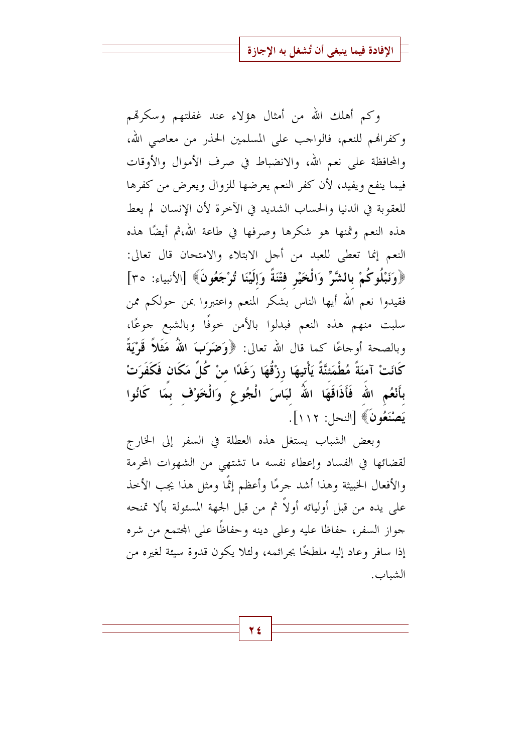وكم أهلك الله من أمثال هؤلاء عند غفلتهم وسكرهم وكفرانهم للنعم، فالواجب على المسلمين الحذر من معاصي الله، والمحافظة على نعم الله، والانضباط في صرف الأموال والأوقات فيما ينفع ويفيد، لأن كفر النعم يعرضها للزوال ويعرض من كفرها للعقوبة في الدنيا والحساب الشديد في الآخرة لأن الإنسان لم يعط هذه النعم وثمنها هو شكرها وصرفها في طاعة الله،ثم أيضًا هذه النعم إنما تعطى للعبد من أجل الابتلاء والامتحان قال تعالى: ﴿وَنَبْلُوكُمْ بِالشَّرِّ وَالْخَيْرِ فِتْنَةً وَإِلَيْنَا تُرْجَعُونَ﴾ [الأنبياء: ٣٥] فقيدوا نعم الله أيها الناس بشكر المنعم واعتبروا بمن حولكم ممن سلبت منهم هذه النعم فبدلوا بالأمن خوفًا وبالشبع جوعًا، وبالصحة أوجاعًا كما قال الله تعالى: ﴿وَضَرَبَ اللهُ مَثَلاً قَرْيَةً كَانَتْ آمِنَةً مُطْمَئِنَّةً يَأْتِيهَا رِزْقُهَا رَغَدًا مِنْ كُلِّ مَكَانٍ فَكَفَرَتْ بِأَنْعُمِ اللهِ فَأَذَاقَهَا اللهُ لِبَاسَ الْجُوعِ وَالْخَوْفِ بِمَا كَانُوا يَصْنَعُونَ﴾ [النحل: ١١٢].

وبعض الشباب يستغل هذه العطلة في السفر إلى الخارج لقضائها في الفساد وإعطاء نفسه ما تشتهي من الشهوات المحرمة والأفعال الخبيثة وهذا أشد جرمًا وأعظم إثمًا ومثل هذا يجب الأخذ على يده من قبل أوليائه أولاً ثم من قبل الجهة المسئولة بألا تمنحه جواز السفر، حفاظا عليه وعلى دينه وحفاظًا على المجتمع من شره إذا سافر وعاد إليه ملطخًا بجرائمه، ولئلا يكون قدوة سيئة لغيره من الشباب.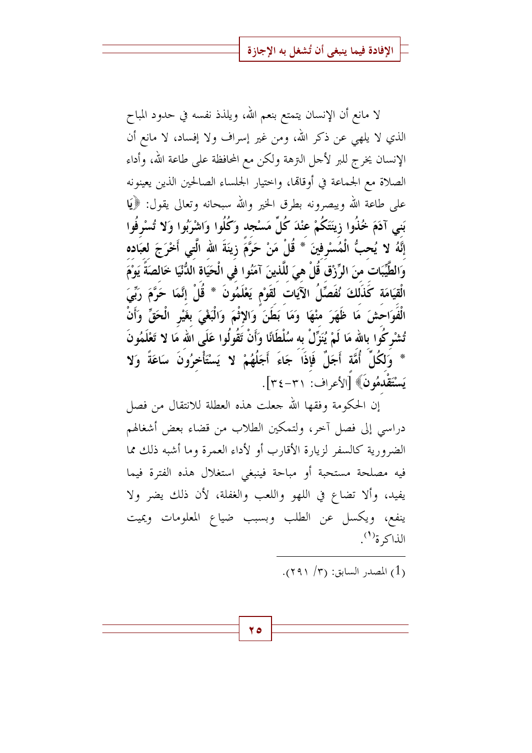لا مانع أن الإنسان يتمتع بنعم الله، ويلذذ نفسه في حدود المباح الذي لا يلهي عن ذكر الله، ومن غير إسراف ولا إفساد، لا مانع أن الإنسان يخرج للبر لأجل النزهة ولكن مع المحافظة على طاعة الله، وأداء الصلاة مع الجماعة في أوقاتها، واختيار الجلساء الصالحين الذين يعينونه على طاعة الله ويبصرونه بطرق الخير والله سبحانه وتعالى يقول: ﴿**يَا بَنِي آدَمَ خُذُوا زِينَتَكُمْ عِنْدَ كُلِّ مَسْجِدٍ وَكُلُوا وَاشْرَبُوا وَلا تُسْرِفُوا إِنَّهُ لا يُحِبُّ الْمُسْرِفِينَ * قُلْ مَنْ حَرَّمَ زِينَةَ اللهِ الَّتِي أَخْرَجَ لِعِبَادِهِ وَالطَّيِّبَاتِ مِنَ الرِّزْقِ قُلْ هِيَ لِلَّذِينَ آمَنُوا فِي الْحَيَاةِ الدُّنْيَا خَالِصَةً يَوْمَ الْقِيَامَةِ كَذَلِكَ نُفَصِّلُ الآيَاتِ لِقَوْمٍ يَعْلَمُونَ * قُلْ إِنَّمَا حَرَّمَ رَبِّيَ الْفَوَاحِشَ مَا ظَهَرَ مِنْهَا وَمَا بَطَنَ وَالإِثْمَ وَالْبَغْيَ بِغَيْرِ الْحَقِّ وَأَنْ تُشْرِكُوا بِاللهِ مَا لَمْ يُنَزِّلْ بِهِ سُلْطَانًا وَأَنْ تَقُولُوا عَلَى اللهِ مَا لا تَعْلَمُونَ * وَلِكُلِّ أُمَّةٍ أَجَلٌ فَإِذَا جَاءَ أَجَلُهُمْ لا يَسْتَأْخِرُونَ سَاعَةً وَلا يَسْتَقْدِمُونَ**﴾ [الأعراف: ٣١-٣٤].

إن الحكومة وفقها الله جعلت هذه العطلة للانتقال من فصل دراسي إلى فصل آخر، ولتمكين الطلاب من قضاء بعض أشغالهم الضرورية كالسفر لزيارة الأقارب أو لأداء العمرة وما أشبه ذلك مما فيه مصلحة مستحبة أو مباحة فينبغي استغلال هذه الفترة فيما يفيد، وألا تضاع في اللهو واللعب والغفلة، لأن ذلك يضر ولا ينفع، ويكسل عن الطلب وبسبب ضياع المعلومات ويميت الذاكرة[1].

---

(1) المصدر السابق: (٣/ ٢٩١).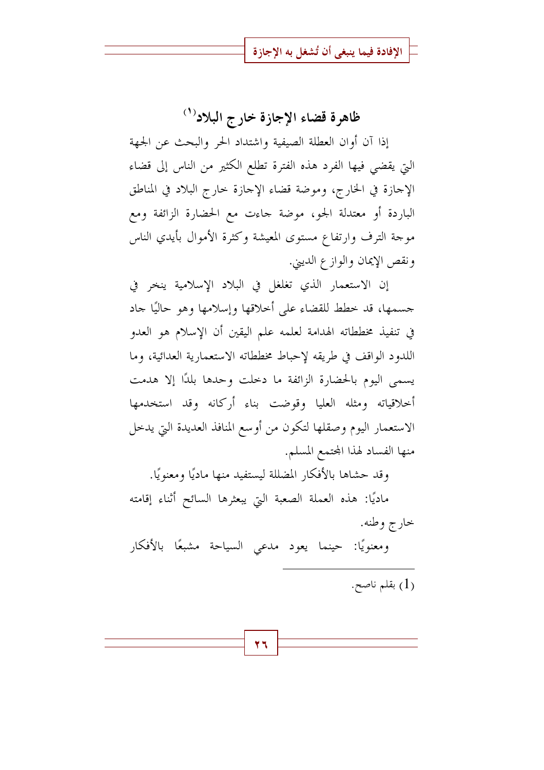## ظاهرة قضاء الإجازة خارج البلاد[1]

إذا آن أوان العطلة الصيفية واشتداد الحر والبحث عن الجهة التي يقضي فيها الفرد هذه الفترة تطلع الكثير من الناس إلى قضاء الإجازة في الخارج، وموضة قضاء الإجازة خارج البلاد في المناطق الباردة أو معتدلة الجو، موضة جاءت مع الحضارة الزائفة ومع موجة الترف وارتفاع مستوى المعيشة وكثرة الأموال بأيدي الناس ونقص الإيمان والوازع الديني.

إن الاستعمار الذي تغلغل في البلاد الإسلامية ينخر في جسمها، قد خطط للقضاء على أخلاقها وإسلامها وهو حاليًا جاد في تنفيذ مخططاته الهدامة لعلمه علم اليقين أن الإسلام هو العدو اللدود الواقف في طريقه لإحباط مخططاته الاستعمارية العدائية، وما يسمى اليوم بالحضارة الزائفة ما دخلت وحدها بلدًا إلا هدمت أخلاقياته ومثله العليا وقوضت بناء أركانه وقد استخدمها الاستعمار اليوم وصقلها لتكون من أوسع المنافذ العديدة التي يدخل منها الفساد لهذا المجتمع المسلم.

وقد حشاها بالأفكار المضللة ليستفيد منها ماديًا ومعنويًا.

ماديًا: هذه العملة الصعبة التي يبعثرها السائح أثناء إقامته خارج وطنه.

ومعنويًا: حينما يعود مدعي السياحة مشبعًا بالأفكار

---

(1) بقلم ناصح.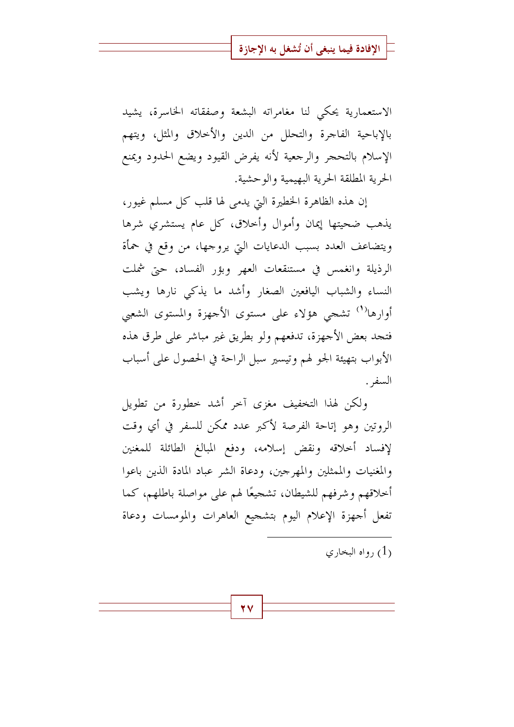الاستعمارية يحكي لنا مغامراته البشعة وصفقاته الخاسرة، يشيد بالإباحية الفاجرة والتحلل من الدين والأخلاق والمثل، ويتهم الإسلام بالتحجر والرجعية لأنه يفرض القيود ويضع الحدود ويمنع الحرية المطلقة الحرية البهيمية والوحشية.

إن هذه الظاهرة الخطيرة التي يدمى لها قلب كل مسلم غيور، يذهب ضحيتها إيمان وأموال وأخلاق، كل عام يستشري شرها ويتضاعف العدد بسبب الدعايات التي يروجها، من وقع في حمأة الرذيلة وانغمس في مستنقعات العهر وبؤر الفساد، حتى شملت النساء والشباب اليافعين الصغار وأشد ما يذكي نارها ويشب أوارها[1] تشجي هؤلاء على مستوى الأجهزة والمستوى الشعبي فتجد بعض الأجهزة، تدفعهم ولو بطريق غير مباشر على طرق هذه الأبواب بتهيئة الجو لهم وتيسير سبل الراحة في الحصول على أسباب السفر.

ولكن لهذا التخفيف مغزى آخر أشد خطورة من تطويل الروتين وهو إتاحة الفرصة لأكبر عدد ممكن للسفر في أي وقت لإفساد أخلاقه ونقض إسلامه، ودفع المبالغ الطائلة للمغنين والمغنيات والممثلين والمهرجين، ودعاة الشر عباد المادة الذين باعوا أخلاقهم وشرفهم للشيطان، تشجيعًا لهم على مواصلة باطلهم، كما تفعل أجهزة الإعلام اليوم بتشجيع العاهرات والمومسات ودعاة

---

(1) رواه البخاري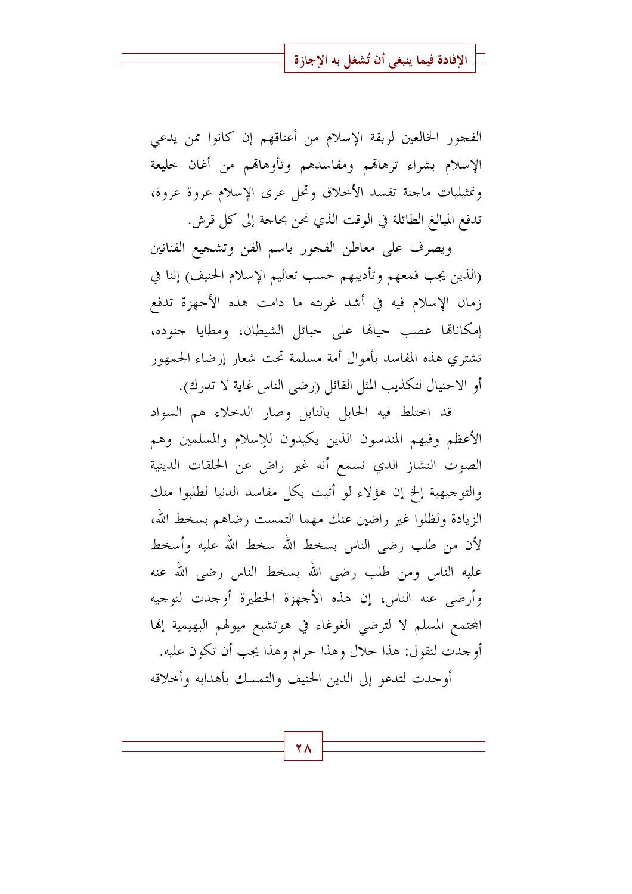الفجور الخالعين لربقة الإسلام من أعناقهم إن كانوا ممن يدعي الإسلام بشراء ترهاتهم ومفاسدهم وتأوهاتهم من أغان خليعة وتمثيليات ماجنة تفسد الأخلاق وتحل عرى الإسلام عروة عروة، تدفع المبالغ الطائلة في الوقت الذي نحن بحاجة إلى كل قرش.

ويصرف على معاطن الفجور باسم الفن وتشجيع الفنانين (الذين يجب قمعهم وتأديبهم حسب تعاليم الإسلام الحنيف) إننا في زمان الإسلام فيه في أشد غربته ما دامت هذه الأجهزة تدفع إمكاناتها عصب حياتها على حبائل الشيطان، ومطايا جنوده، تشتري هذه المفاسد بأموال أمة مسلمة تحت شعار إرضاء الجمهور أو الاحتيال لتكذيب المثل القائل (رضى الناس غاية لا تدرك).

قد اختلط فيه الحابل بالنابل وصار الدخلاء هم السواد الأعظم وفيهم المندسون الذين يكيدون للإسلام والمسلمين وهم الصوت النشاز الذي نسمع أنه غير راض عن الحلقات الدينية والتوجيهية إلخ إن هؤلاء لو أتيت بكل مفاسد الدنيا لطلبوا منك الزيادة ولظلوا غير راضين عنك مهما التمست رضاهم بسخط الله، لأن من طلب رضى الناس بسخط الله سخط الله عليه وأسخط عليه الناس ومن طلب رضى الله بسخط الناس رضي الله عنه وأرضى عنه الناس، إن هذه الأجهزة الخطيرة أوجدت لتوجيه المجتمع المسلم لا لترضي الغوغاء في هوتشبع ميولهم البهيمية إنها أوجدت لتقول: هذا حلال وهذا حرام وهذا يجب أن تكون عليه.

أوجدت لتدعو إلى الدين الحنيف والتمسك بأهدابه وأخلاقه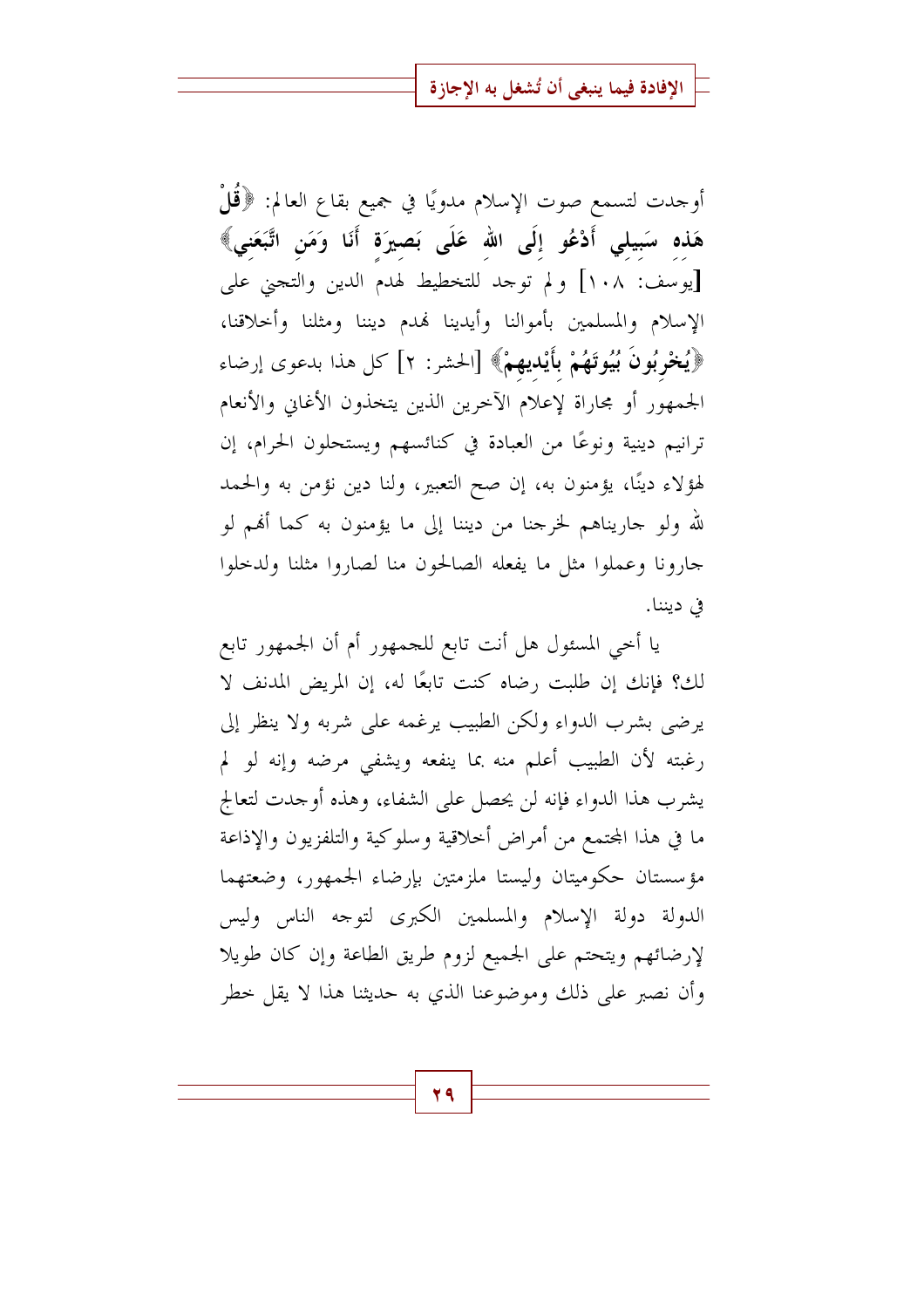أوجدت لتسمع صوت الإسلام مدويًا في جميع بقاع العالم: ﴿**قُلْ هَذِهِ سَبِيلِي أَدْعُو إِلَى اللهِ عَلَى بَصِيرَةٍ أَنَا وَمَنِ اتَّبَعَنِي**﴾ [يوسف: ١٠٨] ولم توجد للتخطيط لهدم الدين والتجني على الإسلام والمسلمين بأموالنا وأيدينا لهدم ديننا ومثلنا وأخلاقنا، ﴿**يُخْرِبُونَ بُيُوتَهُمْ بِأَيْدِيهِمْ**﴾ [الحشر: ٢] كل هذا بدعوى إرضاء الجمهور أو مجاراة لإعلام الآخرين الذين يتخذون الأغاني والأنغام ترانيم دينية ونوعًا من العبادة في كنائسهم ويستحلون الحرام، إن لهؤلاء دينًا، يؤمنون به، إن صح التعبير، ولنا دين نؤمن به والحمد لله ولو جاريناهم لخرجنا من ديننا إلى ما يؤمنون به كما أنهم لو جارونا وعملوا مثل ما يفعله الصالحون منا لصاروا مثلنا ولدخلوا في ديننا.

يا أخي المسئول هل أنت تابع للجمهور أم أن الجمهور تابع لك؟ فإنك إن طلبت رضاه كنت تابعًا له، إن المريض المدنف لا يرضى بشرب الدواء ولكن الطبيب يرغمه على شربه ولا ينظر إلى رغبته لأن الطبيب أعلم منه بما ينفعه ويشفي مرضه وإنه لو لم يشرب هذا الدواء فإنه لن يحصل على الشفاء، وهذه أوجدت لتعالج ما في هذا المجتمع من أمراض أخلاقية وسلوكية والتلفزيون والإذاعة مؤسستان حكوميتان وليستا ملزمتين بإرضاء الجمهور، وضعتهما الدولة دولة الإسلام والمسلمين الكبرى لتوجه الناس وليس لإرضائهم ويتحتم على الجميع لزوم طريق الطاعة وإن كان طويلا وأن نصبر على ذلك وموضوعنا الذي به حديثنا هذا لا يقل خطر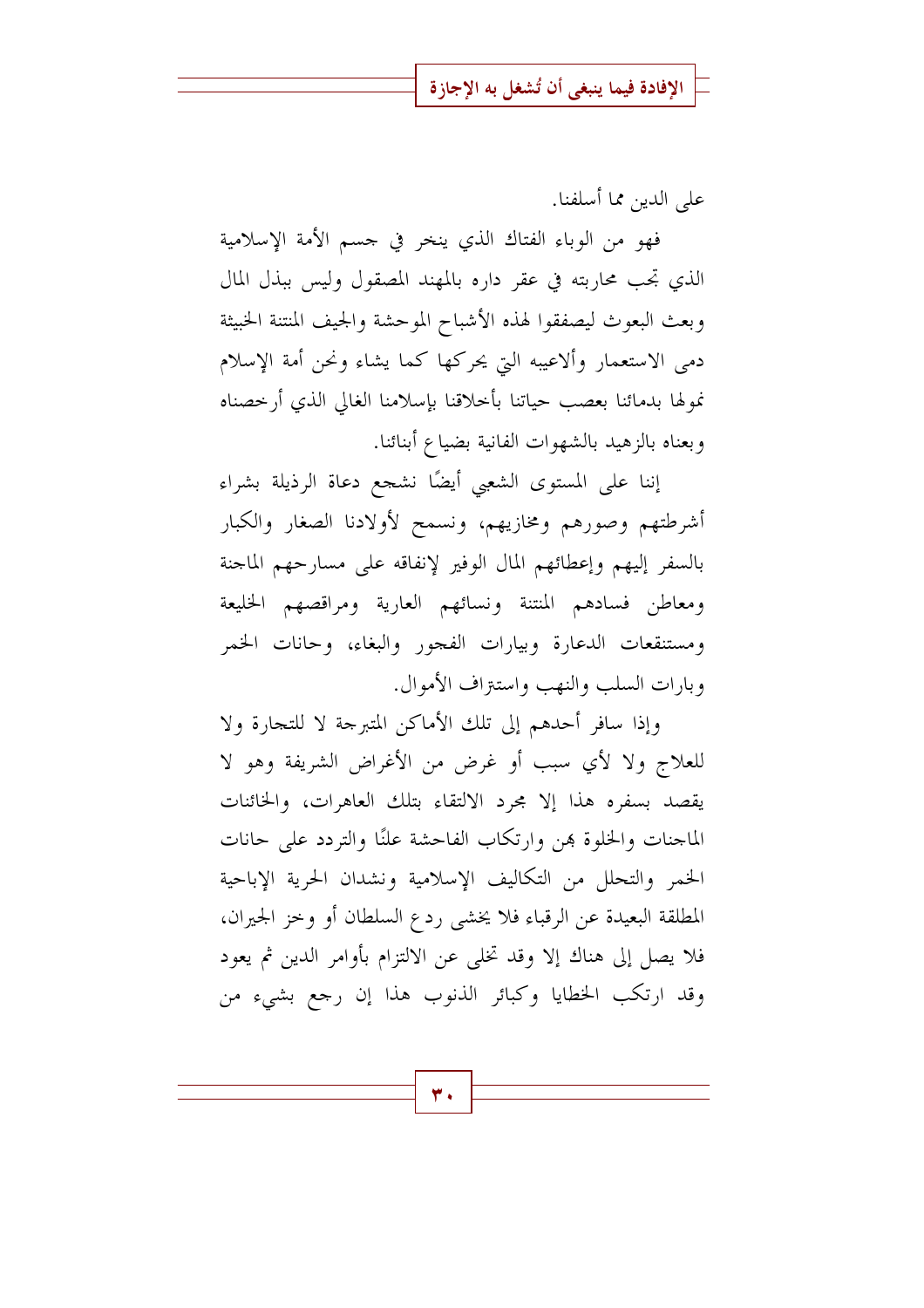على الدين مما أسلفنا.

فهو من الوباء الفتاك الذي ينخر في جسم الأمة الإسلامية الذي تجب محاربته في عقر داره بالمهند المصقول وليس ببذل المال وبعث البعوث ليصفقوا لهذه الأشباح الموحشة والجيف المنتنة الخبيثة دمى الاستعمار وألاعيبه التي يحركها كما يشاء ونحن أمة الإسلام نمولها بدمائنا بعصب حياتنا بأخلاقنا بإسلامنا الغالي الذي أرخصناه وبعناه بالزهيد بالشهوات الفانية بضياع أبنائنا.

إننا على المستوى الشعبي أيضًا نشجع دعاة الرذيلة بشراء أشرطتهم وصورهم ومخازيهم، ونسمح لأولادنا الصغار والكبار بالسفر إليهم وإعطائهم المال الوفير لإنفاقه على مسارحهم الماجنة ومعاطن فسادهم المنتنة ونسائهم العارية ومراقصهم الخليعة ومستنقعات الدعارة وبيارات الفجور والبغاء، وحانات الخمر وبارات السلب والنهب واستنزاف الأموال.

وإذا سافر أحدهم إلى تلك الأماكن المتبرجة لا للتجارة ولا للعلاج ولا لأي سبب أو غرض من الأغراض الشريفة وهو لا يقصد بسفره هذا إلا مجرد الالتقاء بتلك العاهرات، والخائنات الماجنات والخلوة بهن وارتكاب الفاحشة علنًا والتردد على حانات الخمر والتحلل من التكاليف الإسلامية ونشدان الحرية الإباحية المطلقة البعيدة عن الرقباء فلا يخشى ردع السلطان أو وخز الجيران، فلا يصل إلى هناك إلا وقد تخلى عن الالتزام بأوامر الدين ثم يعود وقد ارتكب الخطايا وكبائر الذنوب هذا إن رجع بشيء من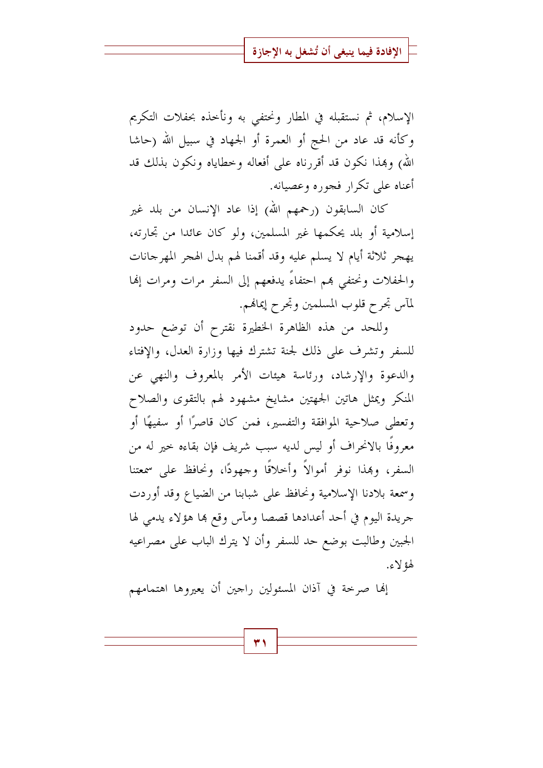الإسلام، ثم نستقبله في المطار ونحتفي به ونأخذه بحفلات التكريم وكأنه قد عاد من الحج أو العمرة أو الجهاد في سبيل الله (حاشا الله) وبهذا نكون قد أقررناه على أفعاله وخطاياه ونكون بذلك قد أعناه على تكرار فجوره وعصيانه.

كان السابقون (رحمهم الله) إذا عاد الإنسان من بلد غير إسلامية أو بلد يحكمها غير المسلمين، ولو كان عائدا من تجارته، يهجر ثلاثة أيام لا يسلم عليه وقد أقمنا لهم بدل الهجر المهرجانات والحفلات ونحتفي بهم احتفاءً يدفعهم إلى السفر مرات ومرات إنها لمآس تجرح قلوب المسلمين وتجرح إيمانهم.

وللحد من هذه الظاهرة الخطيرة نقترح أن توضع حدود للسفر وتشرف على ذلك لجنة تشترك فيها وزارة العدل، والإفتاء والدعوة والإرشاد، ورئاسة هيئات الأمر بالمعروف والنهي عن المنكر ويمثل هاتين الجهتين مشايخ مشهود لهم بالتقوى والصلاح وتعطى صلاحية الموافقة والتفسير، فمن كان قاصرًا أو سفيهًا أو معروفًا بالانحراف أو ليس لديه سبب شريف فإن بقاءه خير له من السفر، وبهذا نوفر أموالاً وأخلاقًا وجهودًا، ونحافظ على سمعتنا وسمعة بلادنا الإسلامية ونحافظ على شبابنا من الضياع وقد أوردت جريدة اليوم في أحد أعدادها قصصا ومآس وقع بها هؤلاء يدمي لها الجبين وطالبت بوضع حد للسفر وأن لا يترك الباب على مصراعيه لهؤلاء.

إنها صرخة في آذان المسئولين راجين أن يعيروها اهتمامهم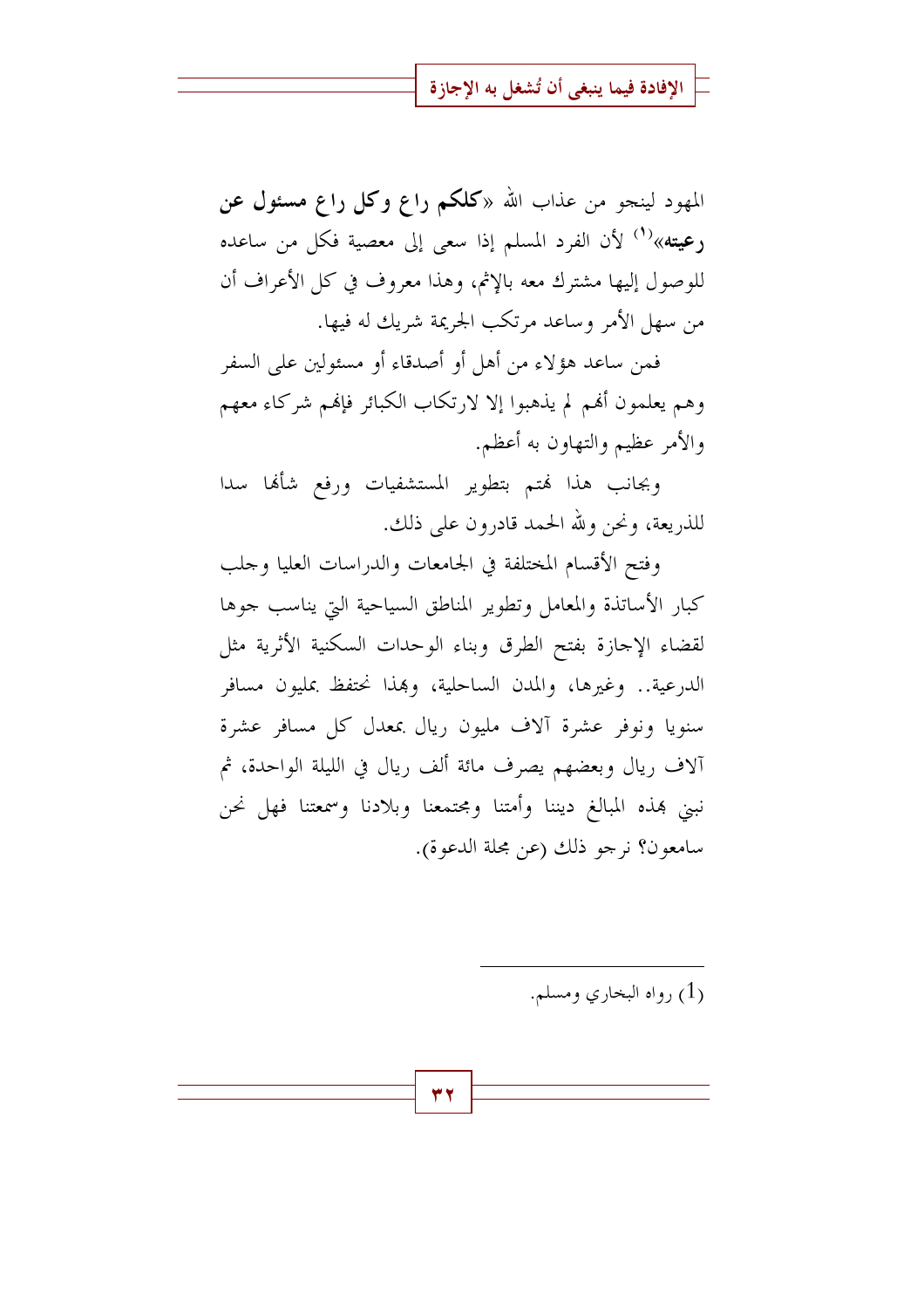المهود لينجو من عذاب الله «**كلكم راع وكل راع مسئول عن رعيته**»[1] لأن الفرد المسلم إذا سعى إلى معصية فكل من ساعده للوصول إليها مشترك معه بالإثم، وهذا معروف في كل الأعراف أن من سهل الأمر وساعد مرتكب الجريمة شريك له فيها.

فمن ساعد هؤلاء من أهل أو أصدقاء أو مسئولين على السفر وهم يعلمون أنهم لم يذهبوا إلا لارتكاب الكبائر فإنهم شركاء معهم والأمر عظيم والتهاون به أعظم.

وبجانب هذا نهتم بتطوير المستشفيات ورفع شأنها سدا للذريعة، ونحن ولله الحمد قادرون على ذلك.

وفتح الأقسام المختلفة في الجامعات والدراسات العليا وجلب كبار الأساتذة والمعامل وتطوير المناطق السياحية التي يناسب جوها لقضاء الإجازة بفتح الطرق وبناء الوحدات السكنية الأثرية مثل الدرعية.. وغيرها، والمدن الساحلية، وبهذا نحتفظ بمليون مسافر سنويا ونوفر عشرة آلاف مليون ريال بمعدل كل مسافر عشرة آلاف ريال وبعضهم يصرف مائة ألف ريال في الليلة الواحدة، ثم نبني بهذه المبالغ ديننا وأمتنا ومجتمعنا وبلادنا وسمعتنا فهل نحن سامعون؟ نرجو ذلك (عن مجلة الدعوة).

---

(1) رواه البخاري ومسلم.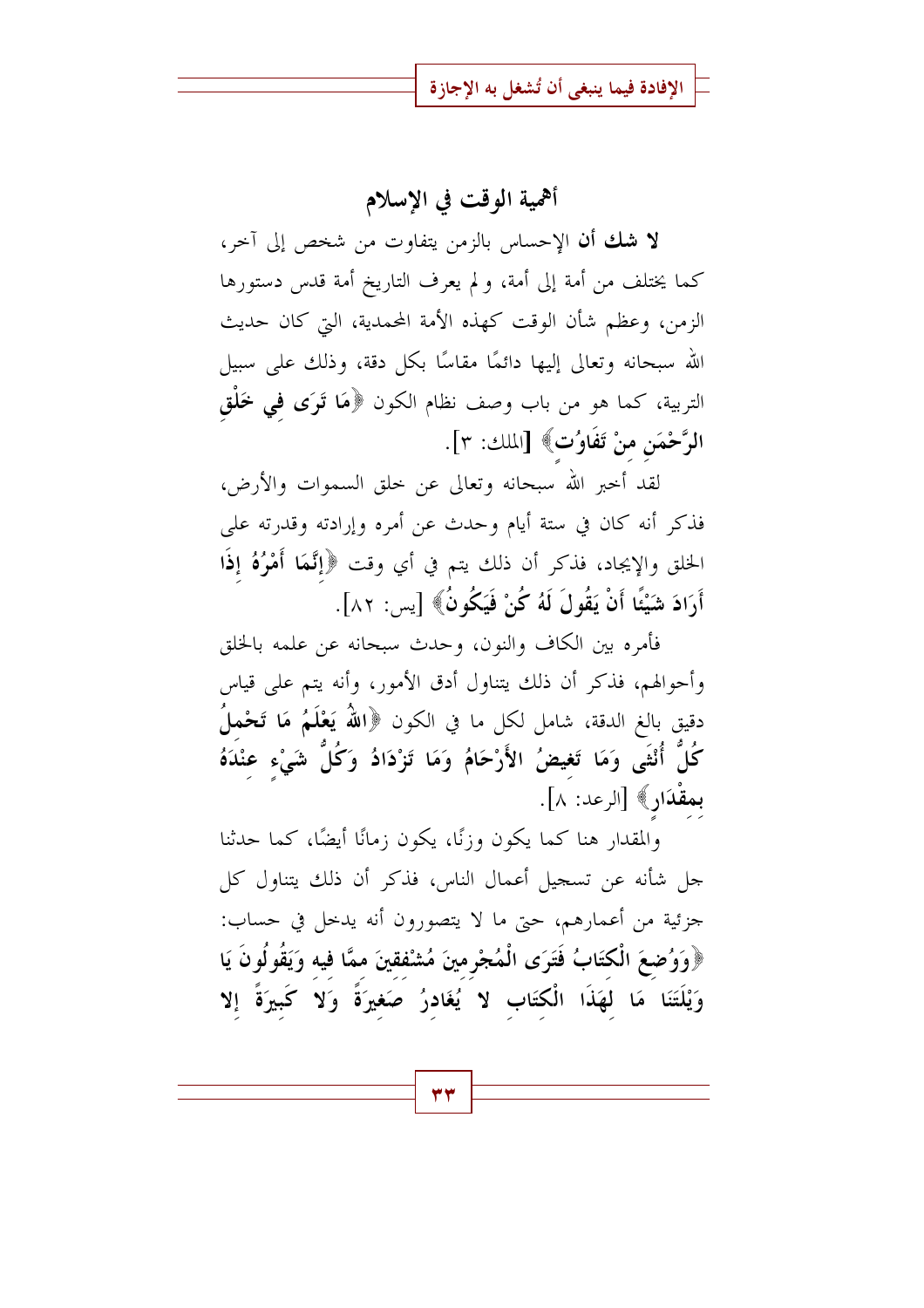## أهمية الوقت في الإسلام

**لا شك أن** الإحساس بالزمن يتفاوت من شخص إلى آخر، كما يختلف من أمة إلى أمة، ولم يعرف التاريخ أمة قدس دستورها الزمن، وعظم شأن الوقت كهذه الأمة المحمدية، التي كان حديث الله سبحانه وتعالى إليها دائمًا مقاسًا بكل دقة، وذلك على سبيل التربية، كما هو من باب وصف نظام الكون ﴿**مَا تَرَى فِي خَلْقِ الرَّحْمَنِ مِنْ تَفَاوُتٍ**﴾ [الملك: ٣].

لقد أخبر الله سبحانه وتعالى عن خلق السموات والأرض، فذكر أنه كان في ستة أيام وحدث عن أمره وإرادته وقدرته على الخلق والإيجاد، فذكر أن ذلك يتم في أي وقت ﴿**إِنَّمَا أَمْرُهُ إِذَا أَرَادَ شَيْئًا أَنْ يَقُولَ لَهُ كُنْ فَيَكُونُ**﴾ [يس: ٨٢].

فأمره بين الكاف والنون، وحدث سبحانه عن علمه بالخلق وأحوالهم، فذكر أن ذلك يتناول أدق الأمور، وأنه يتم على قياس دقيق بالغ الدقة، شامل لكل ما في الكون ﴿**اللَّهُ يَعْلَمُ مَا تَحْمِلُ كُلُّ أُنْثَى وَمَا تَغِيضُ الأَرْحَامُ وَمَا تَزْدَادُ وَكُلُّ شَيْءٍ عِنْدَهُ بِمِقْدَارٍ**﴾ [الرعد: ٨].

والمقدار هنا كما يكون وزنًا، يكون زمانًا أيضًا، كما حدثنا جل شأنه عن تسجيل أعمال الناس، فذكر أن ذلك يتناول كل جزئية من أعمارهم، حتى ما لا يتصورون أنه يدخل في حساب: ﴿**وَوُضِعَ الْكِتَابُ فَتَرَى الْمُجْرِمِينَ مُشْفِقِينَ مِمَّا فِيهِ وَيَقُولُونَ يَا وَيْلَتَنَا مَا لِهَذَا الْكِتَابِ لا يُغَادِرُ صَغِيرَةً وَلا كَبِيرَةً إِلا**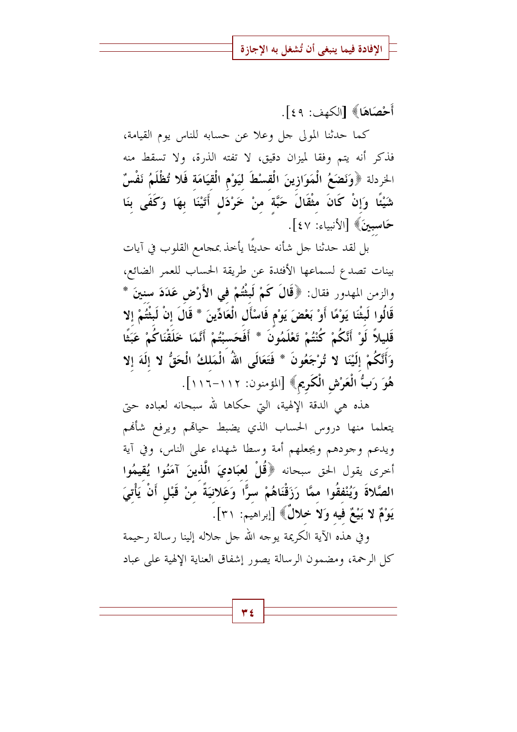أَحْصَاهَا﴾ [الكهف: ٤٩].

كما حدثنا المولى جل وعلا عن حسابه للناس يوم القيامة، فذكر أنه يتم وفقا لميزان دقيق، لا تفته الذرة، ولا تسقط منه الخردلة ﴿**وَنَضَعُ الْمَوَازِينَ الْقِسْطَ لِيَوْمِ الْقِيَامَةِ فَلا تُظْلَمُ نَفْسٌ شَيْئًا وَإِنْ كَانَ مِثْقَالَ حَبَّةٍ مِنْ خَرْدَلٍ أَتَيْنَا بِهَا وَكَفَى بِنَا حَاسِبِينَ**﴾ [الأنبياء: ٤٧].

بل لقد حدثنا جل شأنه حديثًا يأخذ بمجامع القلوب في آيات بينات تصدع لسماعها الأفئدة عن طريقة الحساب للعمر الضائع، والزمن المهدور فقال: ﴿**قَالَ كَمْ لَبِثْتُمْ فِي الأَرْضِ عَدَدَ سِنِينَ * قَالُوا لَبِثْنَا يَوْمًا أَوْ بَعْضَ يَوْمٍ فَاسْأَلِ الْعَادِّينَ * قَالَ إِنْ لَبِثْتُمْ إِلا قَلِيلاً لَوْ أَنَّكُمْ كُنْتُمْ تَعْلَمُونَ * أَفَحَسِبْتُمْ أَنَّمَا خَلَقْنَاكُمْ عَبَثًا وَأَنَّكُمْ إِلَيْنَا لا تُرْجَعُونَ * فَتَعَالَى اللهُ الْمَلِكُ الْحَقُّ لا إِلَهَ إِلا هُوَ رَبُّ الْعَرْشِ الْكَرِيمِ**﴾ [المؤمنون: ١١٢-١١٦].

هذه هي الدقة الإلهية، التي حكاها لله سبحانه لعباده حتى يتعلما منها دروس الحساب الذي يضبط حياهم ويرفع شأنهم ويدعم وجودهم ويجعلهم أمة وسطا شهداء على الناس، وفي آية أخرى يقول الحق سبحانه ﴿**قُلْ لِعِبَادِيَ الَّذِينَ آمَنُوا يُقِيمُوا الصَّلاةَ وَيُنْفِقُوا مِمَّا رَزَقْنَاهُمْ سِرًّا وَعَلانِيَةً مِنْ قَبْلِ أَنْ يَأْتِيَ يَوْمٌ لا بَيْعٌ فِيهِ وَلا خِلالٌ**﴾ [إبراهيم: ٣١].

وفي هذه الآية الكريمة يوجه الله جل جلاله إلينا رسالة رحيمة كل الرحمة، ومضمون الرسالة يصور إشفاق العناية الإلهية على عباد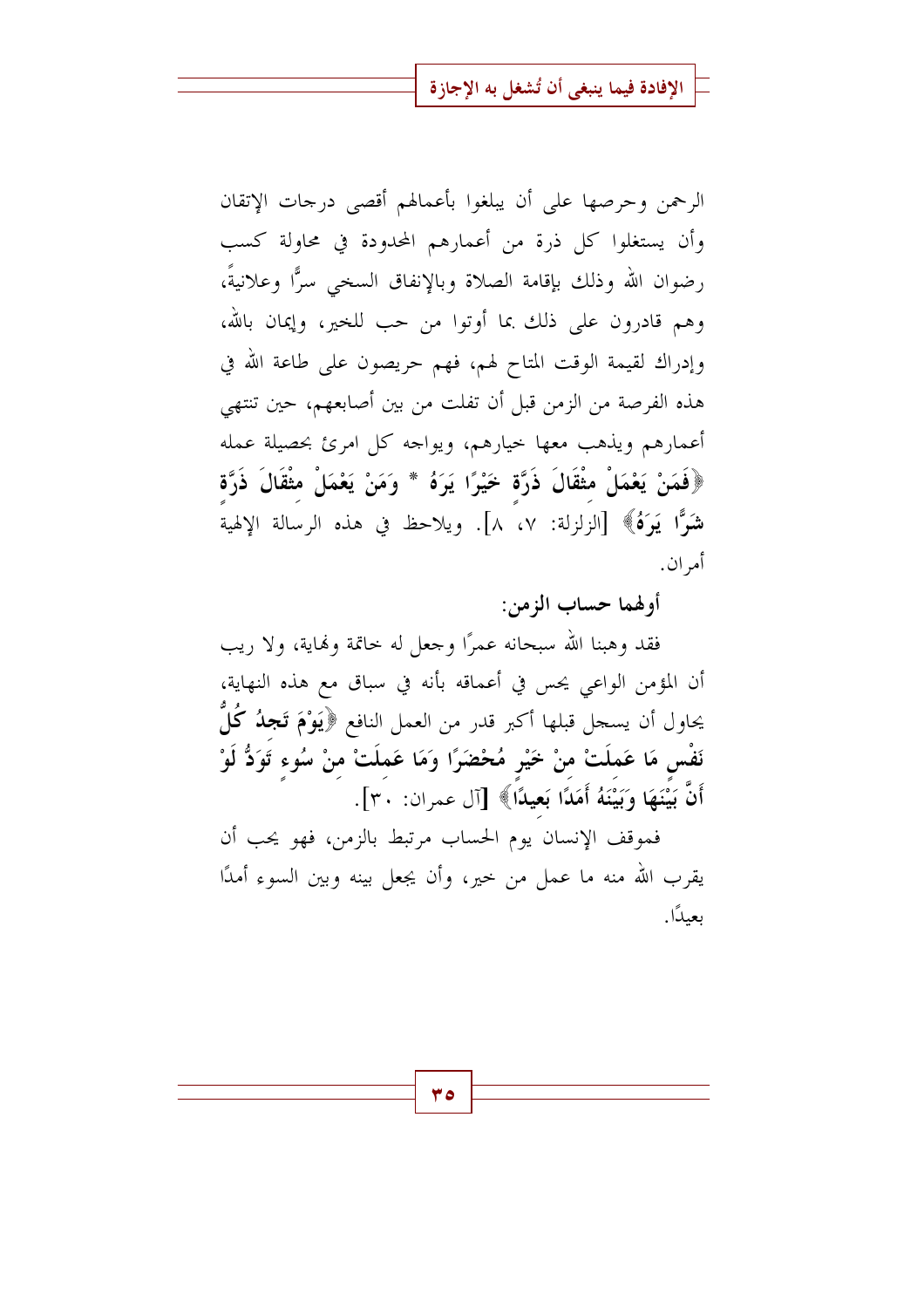الرحمن وحرصها على أن يبلغوا بأعمالهم أقصى درجات الإتقان وأن يستغلوا كل ذرة من أعمارهم المحدودة في محاولة كسب رضوان الله وذلك بإقامة الصلاة وبالإنفاق السخي سرًّا وعلانيةً، وهم قادرون على ذلك بما أوتوا من حب للخير، وإيمان بالله، وإدراك لقيمة الوقت المتاح لهم، فهم حريصون على طاعة الله في هذه الفرصة من الزمن قبل أن تفلت من بين أصابعهم، حين تنتهي أعمارهم ويذهب معها خيارهم، ويواجه كل امرئ بحصيلة عمله **﴿فَمَنْ يَعْمَلْ مِثْقَالَ ذَرَّةٍ خَيْرًا يَرَهُ * وَمَنْ يَعْمَلْ مِثْقَالَ ذَرَّةٍ شَرًّا يَرَهُ﴾** [الزلزلة: ٧، ٨]. ويلاحظ في هذه الرسالة الإلهية أمران.

**أولهما حساب الزمن:**

فقد وهبنا الله سبحانه عمرًا وجعل له خاتمة ونهاية، ولا ريب أن المؤمن الواعي يحس في أعماقه بأنه في سباق مع هذه النهاية، يحاول أن يسجل قبلها أكبر قدر من العمل النافع **﴿يَوْمَ تَجِدُ كُلُّ نَفْسٍ مَا عَمِلَتْ مِنْ خَيْرٍ مُحْضَرًا وَمَا عَمِلَتْ مِنْ سُوءٍ تَوَدُّ لَوْ أَنَّ بَيْنَهَا وَبَيْنَهُ أَمَدًا بَعِيدًا﴾** [آل عمران: ٣٠].

فموقف الإنسان يوم الحساب مرتبط بالزمن، فهو يحب أن يقرب الله منه ما عمل من خير، وأن يجعل بينه وبين السوء أمدًا بعيدًا.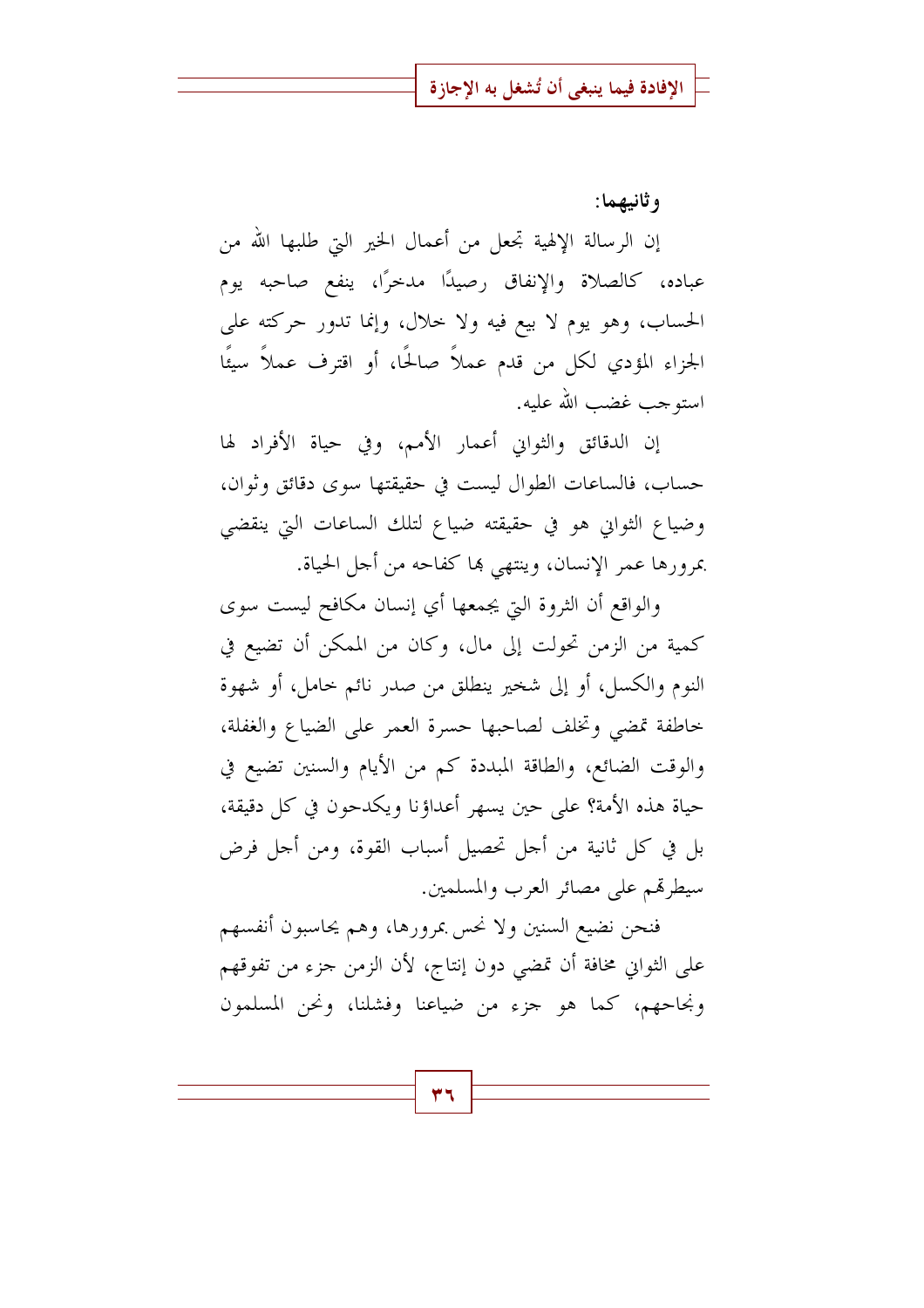**وثانيهما:**

إن الرسالة الإلهية تجعل من أعمال الخير التي طلبها الله من عباده، كالصلاة والإنفاق رصيدًا مدخرًا، ينفع صاحبه يوم الحساب، وهو يوم لا بيع فيه ولا خلال، وإنما تدور حركته على الجزاء المؤدي لكل من قدم عملاً صالحًا، أو اقترف عملاً سيئًا استوجب غضب الله عليه.

إن الدقائق والثواني أعمار الأمم، وفي حياة الأفراد لها حساب، فالساعات الطوال ليست في حقيقتها سوى دقائق وثوان، وضياع الثواني هو في حقيقته ضياع لتلك الساعات التي ينقضي بمرورها عمر الإنسان، وينتهي بها كفاحه من أجل الحياة.

والواقع أن الثروة التي يجمعها أي إنسان مكافح ليست سوى كمية من الزمن تحولت إلى مال، وكان من الممكن أن تضيع في النوم والكسل، أو إلى شخير ينطلق من صدر نائم خامل، أو شهوة خاطفة تمضي وتخلف لصاحبها حسرة العمر على الضياع والغفلة، والوقت الضائع، والطاقة المبددة كم من الأيام والسنين تضيع في حياة هذه الأمة؟ على حين يسهر أعداؤنا ويكدحون في كل دقيقة، بل في كل ثانية من أجل تحصيل أسباب القوة، ومن أجل فرض سيطرتهم على مصائر العرب والمسلمين.

فنحن نضيع السنين ولا نحس بمرورها، وهم يحاسبون أنفسهم على الثواني مخافة أن تمضي دون إنتاج، لأن الزمن جزء من تفوقهم ونجاحهم، كما هو جزء من ضياعنا وفشلنا، ونحن المسلمون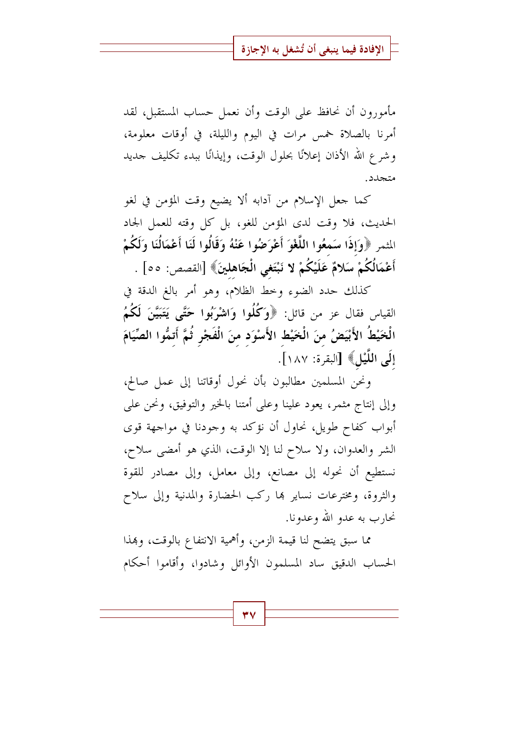مأمورون أن نحافظ على الوقت وأن نعمل حساب المستقبل، لقد أمرنا بالصلاة خمس مرات في اليوم والليلة، في أوقات معلومة، وشرع الله الأذان إعلانًا بحلول الوقت، وإيذانًا ببدء تكليف جديد متجدد.

كما جعل الإسلام من آدابه ألا يضيع وقت المؤمن في لغو الحديث، فلا وقت لدى المؤمن للغو، بل كل وقته للعمل الجاد المثمر **﴿وَإِذَا سَمِعُوا اللَّغْوَ أَعْرَضُوا عَنْهُ وَقَالُوا لَنَا أَعْمَالُنَا وَلَكُمْ أَعْمَالُكُمْ سَلامٌ عَلَيْكُمْ لا نَبْتَغِي الْجَاهِلِينَ﴾** [القصص: ٥٥] .

كذلك حدد الضوء وخط الظلام، وهو أمر بالغ الدقة في القياس فقال عز من قائل: **﴿وَكُلُوا وَاشْرَبُوا حَتَّى يَتَبَيَّنَ لَكُمُ الْخَيْطُ الأَبْيَضُ مِنَ الْخَيْطِ الأَسْوَدِ مِنَ الْفَجْرِ ثُمَّ أَتِمُّوا الصِّيَامَ إِلَى اللَّيْلِ﴾** [البقرة: ١٨٧].

ونحن المسلمين مطالبون بأن نحول أوقاتنا إلى عمل صالح، وإلى إنتاج مثمر، يعود علينا وعلى أمتنا بالخير والتوفيق، ونحن على أبواب كفاح طويل، نحاول أن نؤكد به وجودنا في مواجهة قوى الشر والعدوان، ولا سلاح لنا إلا الوقت، الذي هو أمضى سلاح، نستطيع أن نحوله إلى مصانع، وإلى معامل، وإلى مصادر للقوة والثروة، ومخترعات نساير بها ركب الحضارة والمدنية وإلى سلاح نحارب به عدو الله وعدونا.

مما سبق يتضح لنا قيمة الزمن، وأهمية الانتفاع بالوقت، وبهذا الحساب الدقيق ساد المسلمون الأوائل وشادوا، وأقاموا أحكام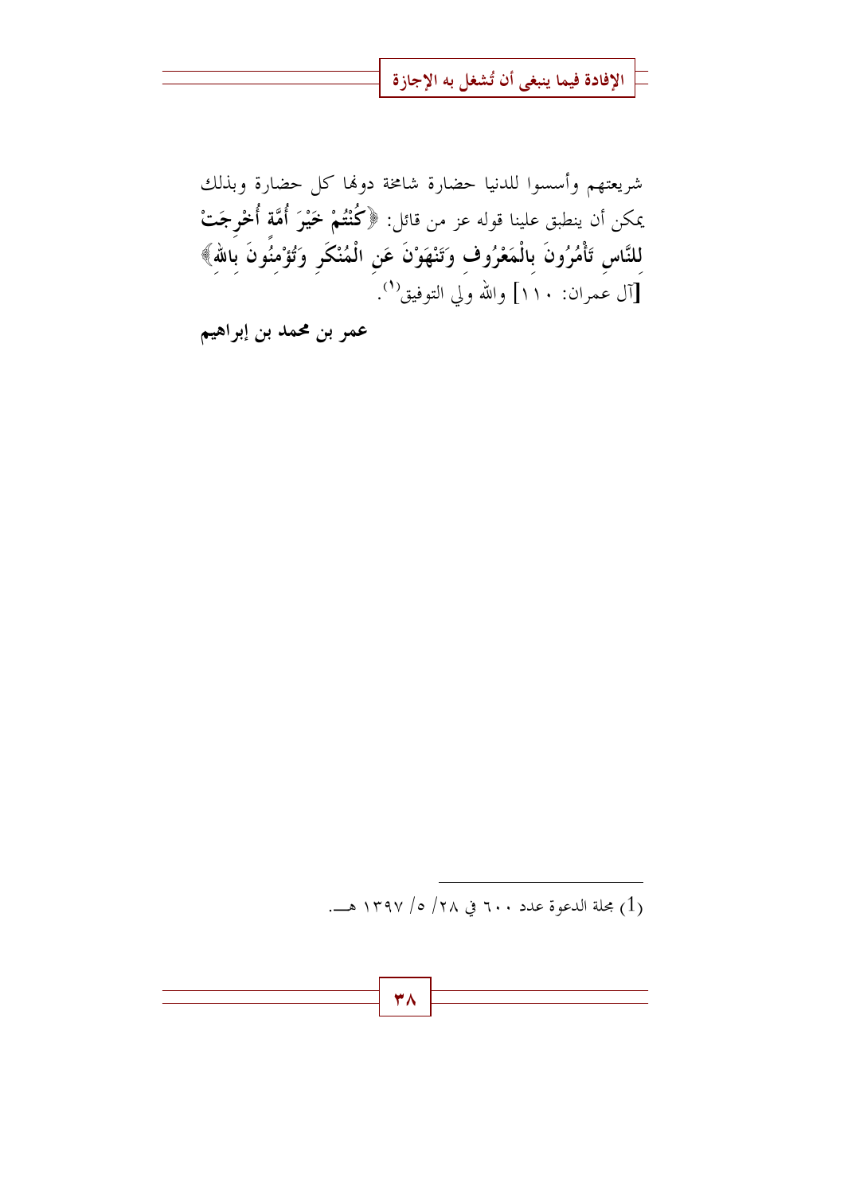شريعتهم وأسسوا للدنيا حضارة شامخة دونها كل حضارة وبذلك يمكن أن ينطبق علينا قوله عز من قائل: ﴿**كُنْتُمْ خَيْرَ أُمَّة أُخْرِجَتْ لِلنَّاسِ تَأْمُرُونَ بِالْمَعْرُوف وَتَنْهَوْنَ عَنِ الْمُنْكَرِ وَتُؤْمِنُونَ بِاللهِ**﴾ [آل عمران: ١١٠] والله ولي التوفيق[1].

**عمر بن محمد بن إبراهيم**

---

(1) مجلة الدعوة عدد ٦٠٠ في ٢٨/ ٥/ ١٣٩٧ هـ.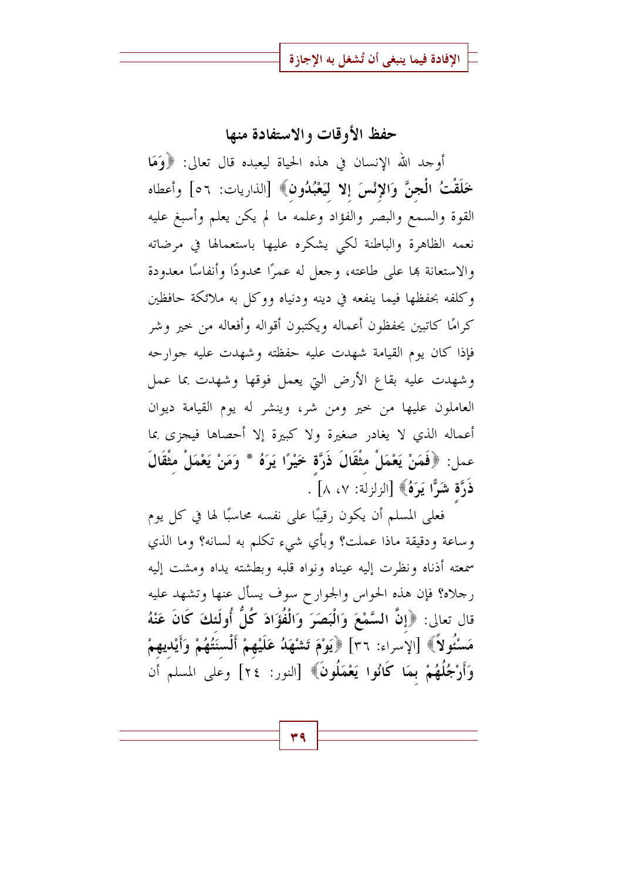## حفظ الأوقات والاستفادة منها

أوجد الله الإنسان في هذه الحياة ليعبده قال تعالى: ﴿**وَمَا خَلَقْتُ الْجِنَّ وَالإِنْسَ إِلا لِيَعْبُدُونِ**﴾ [الذاريات: ٥٦] وأعطاه القوة والسمع والبصر والفؤاد وعلمه ما لم يكن يعلم وأسبغ عليه نعمه الظاهرة والباطنة لكي يشكره عليها باستعمالها في مرضاته والاستعانة بها على طاعته، وجعل له عمرًا محدودًا وأنفاسًا معدودة وكلفه بحفظها فيما ينفعه في دينه ودنياه ووكل به ملائكة حافظين كرامًا كاتبين يحفظون أعماله ويكتبون أقواله وأفعاله من خير وشر فإذا كان يوم القيامة شهدت عليه حفظته وشهدت عليه جوارحه وشهدت عليه بقاع الأرض التي يعمل فوقها وشهدت بما عمل العاملون عليها من خير ومن شر، وينشر له يوم القيامة ديوان أعماله الذي لا يغادر صغيرة ولا كبيرة إلا أحصاها فيجزى بما عمل: ﴿**فَمَنْ يَعْمَلْ مِثْقَالَ ذَرَّةٍ خَيْرًا يَرَهُ * وَمَنْ يَعْمَلْ مِثْقَالَ ذَرَّةٍ شَرًّا يَرَهُ**﴾ [الزلزلة: ٧، ٨] .

فعلى المسلم أن يكون رقيبًا على نفسه محاسبًا لها في كل يوم وساعة ودقيقة ماذا عملت؟ وبأي شيء تكلم به لسانه؟ وما الذي سمعته أذناه ونظرت إليه عيناه ونواه قلبه وبطشته يداه ومشت إليه رجلاه؟ فإن هذه الحواس والجوارح سوف يسأل عنها وتشهد عليه قال تعالى: ﴿**إِنَّ السَّمْعَ وَالْبَصَرَ وَالْفُؤَادَ كُلُّ أُولَئِكَ كَانَ عَنْهُ مَسْئُولاً**﴾ [الإسراء: ٣٦] ﴿**يَوْمَ تَشْهَدُ عَلَيْهِمْ أَلْسِنَتُهُمْ وَأَيْدِيهِمْ وَأَرْجُلُهُمْ بِمَا كَانُوا يَعْمَلُونَ**﴾ [النور: ٢٤] وعلى المسلم أن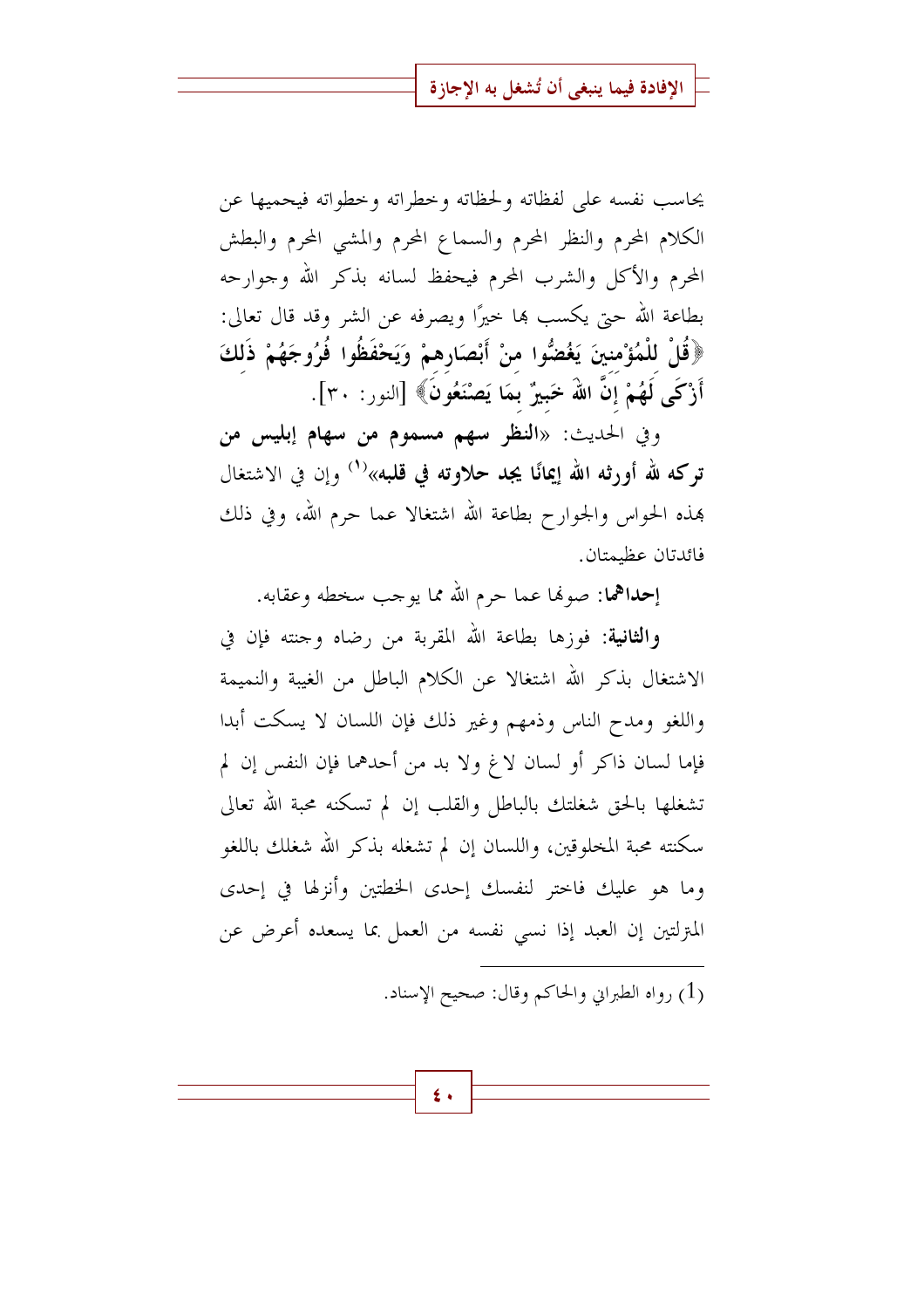يحاسب نفسه على لفظاته ولحظاته وخطراته وخطواته فيحميها عن الكلام المحرم والنظر المحرم والسماع المحرم والمشي المحرم والبطش المحرم والأكل والشرب المحرم فيحفظ لسانه بذكر الله وجوارحه بطاعة الله حتى يكسب بها خيرًا ويصرفه عن الشر وقد قال تعالى: **﴿قُلْ لِلْمُؤْمِنِينَ يَغُضُّوا مِنْ أَبْصَارِهِمْ وَيَحْفَظُوا فُرُوجَهُمْ ذَلِكَ أَزْكَى لَهُمْ إِنَّ اللَّهَ خَبِيرٌ بِمَا يَصْنَعُونَ﴾** [النور: ٣٠].

وفي الحديث: «**النظر سهم مسموم من سهام إبليس من تركه لله أورثه الله إيمانًا يجد حلاوته في قلبه**»[1] وإن في الاشتغال بهذه الحواس والجوارح بطاعة الله اشتغالا عما حرم الله، وفي ذلك فائدتان عظيمتان.

**إحداهما**: صونها عما حرم الله مما يوجب سخطه وعقابه.

**والثانية**: فوزها بطاعة الله المقربة من رضاه وجنته فإن في الاشتغال بذكر الله اشتغالا عن الكلام الباطل من الغيبة والنميمة واللغو ومدح الناس وذمهم وغير ذلك فإن اللسان لا يسكت أبدا فإما لسان ذاكر أو لسان لاغ ولا بد من أحدهما فإن النفس إن لم تشغلها بالحق شغلتك بالباطل والقلب إن لم تسكنه محبة الله تعالى سكنته محبة المخلوقين، واللسان إن لم تشغله بذكر الله شغلك باللغو وما هو عليك فاختر لنفسك إحدى الخطتين وأنزلها في إحدى المنزلتين إن العبد إذا نسي نفسه من العمل بما يسعده أعرض عن

---

(1) رواه الطبراني والحاكم وقال: صحيح الإسناد.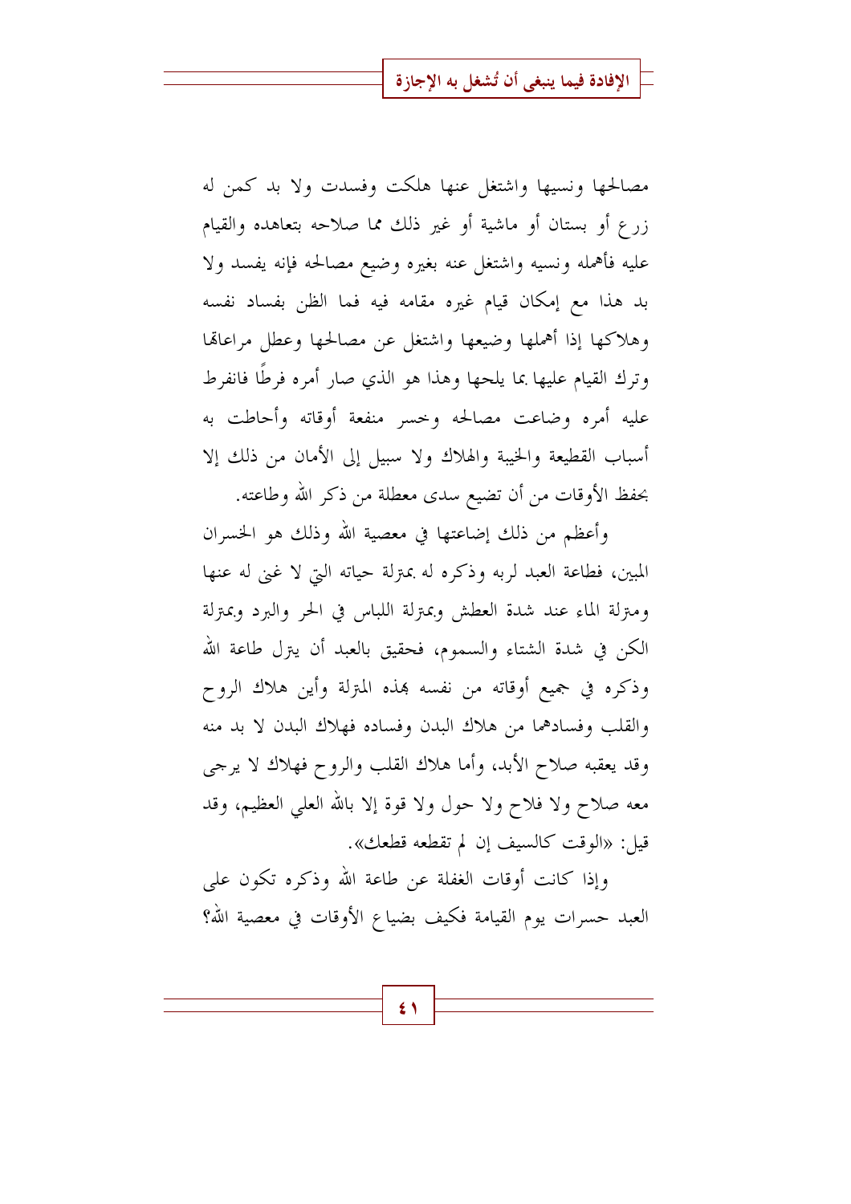مصالحها ونسيها واشتغل عنها هلكت وفسدت ولا بد كمن له زرع أو بستان أو ماشية أو غير ذلك مما صلاحه بتعاهده والقيام عليه فأهمله ونسيه واشتغل عنه بغيره وضيع مصالحه فإنه يفسد ولا بد هذا مع إمكان قيام غيره مقامه فيه فما الظن بفساد نفسه وهلاكها إذا أهملها وضيعها واشتغل عن مصالحها وعطل مراعاتها وترك القيام عليها بما يلحها وهذا هو الذي صار أمره فرطًا فانفرط عليه أمره وضاعت مصالحه وخسر منفعة أوقاته وأحاطت به أسباب القطيعة والخيبة والهلاك ولا سبيل إلى الأمان من ذلك إلا بحفظ الأوقات من أن تضيع سدى معطلة من ذكر الله وطاعته.

وأعظم من ذلك إضاعتها في معصية الله وذلك هو الخسران المبين، فطاعة العبد لربه وذكره له بمنزلة حياته التي لا غنى له عنها ومنزلة الماء عند شدة العطش وبمنزلة اللباس في الحر والبرد وبمنزلة الكن في شدة الشتاء والسموم، فحقيق بالعبد أن ينزل طاعة الله وذكره في جميع أوقاته من نفسه بهذه المنزلة وأين هلاك الروح والقلب وفسادهما من هلاك البدن وفساده فهلاك البدن لا بد منه وقد يعقبه صلاح الأبد، وأما هلاك القلب والروح فهلاك لا يرجى معه صلاح ولا فلاح ولا حول ولا قوة إلا بالله العلي العظيم، وقد قيل: «الوقت كالسيف إن لم تقطعه قطعك».

وإذا كانت أوقات الغفلة عن طاعة الله وذكره تكون على العبد حسرات يوم القيامة فكيف بضياع الأوقات في معصية الله؟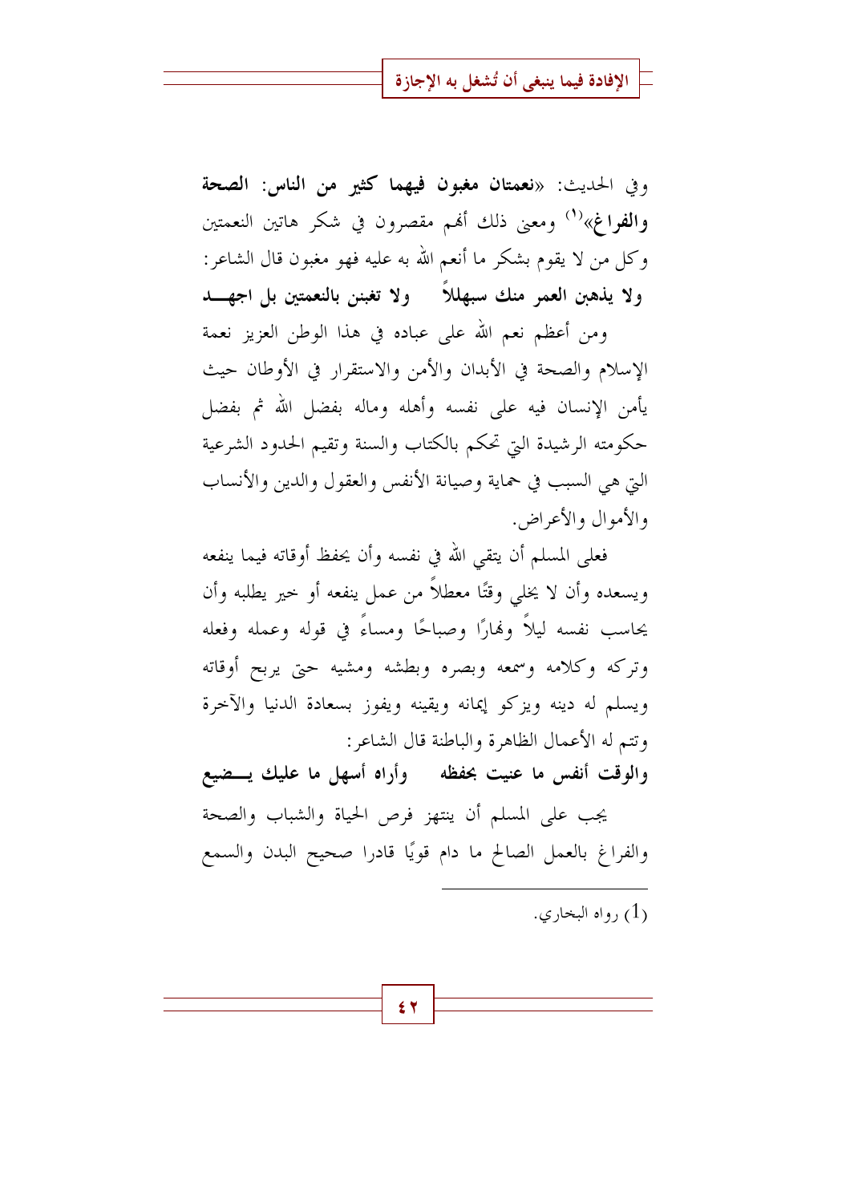وفي الحديث: «**نعمتان مغبون فيهما كثير من الناس: الصحة والفراغ**»[1] ومعنى ذلك أنهم مقصرون في شكر هاتين النعمتين وكل من لا يقوم بشكر ما أنعم الله به عليه فهو مغبون قال الشاعر:

**ولا يذهبن العمر منك سبهللاً ولا تغبنن بالنعمتين بل اجهـد**

ومن أعظم نعم الله على عباده في هذا الوطن العزيز نعمة الإسلام والصحة في الأبدان والأمن والاستقرار في الأوطان حيث يأمن الإنسان فيه على نفسه وأهله وماله بفضل الله ثم بفضل حكومته الرشيدة التي تحكم بالكتاب والسنة وتقيم الحدود الشرعية التي هي السبب في حماية وصيانة الأنفس والعقول والدين والأنساب والأموال والأعراض.

فعلى المسلم أن يتقي الله في نفسه وأن يحفظ أوقاته فيما ينفعه ويسعده وأن لا يخلي وقتًا معطلاً من عمل ينفعه أو خير يطلبه وأن يحاسب نفسه ليلاً ونهارًا وصباحًا ومساءً في قوله وعمله وفعله وتركه وكلامه وسمعه وبصره وبطشه ومشيه حتى يربح أوقاته ويسلم له دينه ويزكو إيمانه ويقينه ويفوز بسعادة الدنيا والآخرة وتتم له الأعمال الظاهرة والباطنة قال الشاعر:

**والوقت أنفس ما عنيت بحفظه وأراه أسهل ما عليك يـضيع**

يجب على المسلم أن ينتهز فرص الحياة والشباب والصحة والفراغ بالعمل الصالح ما دام قويًا قادرا صحيح البدن والسمع

---

[1] رواه البخاري.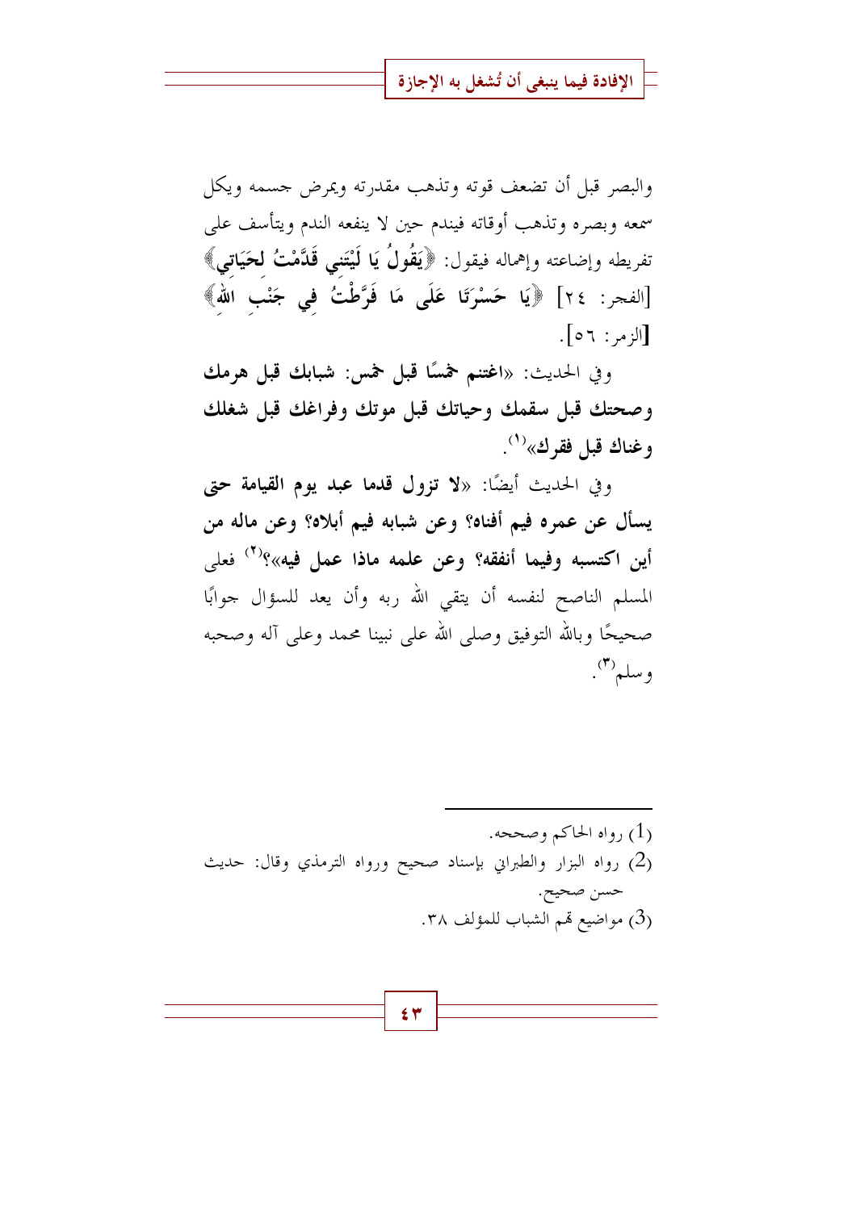والبصر قبل أن تضعف قوته وتذهب مقدرته ويمرض جسمه ويكل سمعه وبصره وتذهب أوقاته فيندم حين لا ينفعه الندم ويتأسف على تفريطه وإضاعته وإهماله فيقول: ﴿**يَقُولُ يَا لَيْتَنِي قَدَّمْتُ لِحَيَاتِي**﴾ [الفجر: ٢٤] ﴿**يَا حَسْرَتَا عَلَى مَا فَرَّطْتُ فِي جَنْبِ اللهِ**﴾ [الزمر: ٥٦].

وفي الحديث: «**اغتنم خمسًا قبل خمس: شبابك قبل هرمك وصحتك قبل سقمك وحياتك قبل موتك وفراغك قبل شغلك وغناك قبل فقرك**»[1].

وفي الحديث أيضًا: «**لا تزول قدما عبد يوم القيامة حتى يسأل عن عمره فيم أفناه؟ وعن شبابه فيم أبلاه؟ وعن ماله من أين اكتسبه وفيما أنفقه؟ وعن علمه ماذا عمل فيه**»؟[2] فعلى المسلم الناصح لنفسه أن يتقي الله ربه وأن يعد للسؤال جوابًا صحيحًا وبالله التوفيق وصلى الله على نبينا محمد وعلى آله وصحبه وسلم[3].

---

(1) رواه الحاكم وصححه.

(2) رواه البزار والطبراني بإسناد صحيح ورواه الترمذي وقال: حديث حسن صحيح.

(3) مواضيع تهم الشباب للمؤلف ٣٨.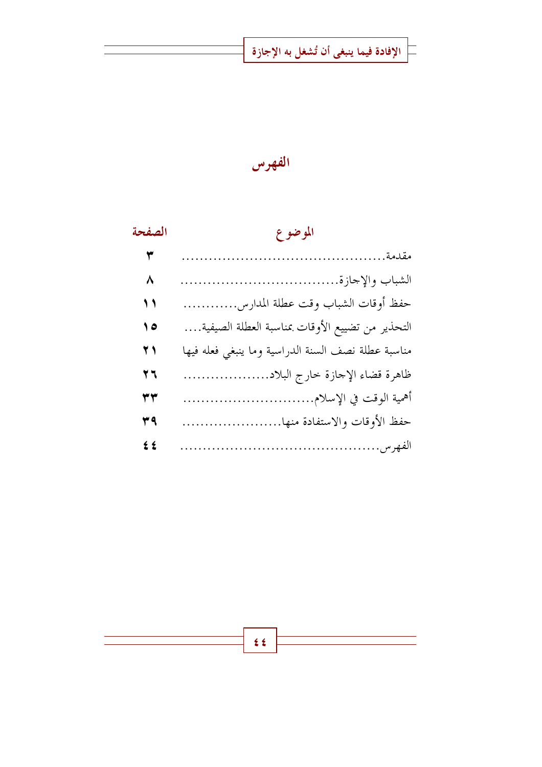# الفهرس

| الموضوع | الصفحة |
|---|---|
| مقدمة............................................. | ٣ |
| الشباب والإجازة.................................. | ٨ |
| حفظ أوقات الشباب وقت عطلة المدارس............ | ١١ |
| التحذير من تضييع الأوقات بمناسبة العطلة الصيفية.... | ١٥ |
| مناسبة عطلة نصف السنة الدراسية وما ينبغي فعله فيها | ٢١ |
| ظاهرة قضاء الإجازة خارج البلاد.................. | ٢٦ |
| أهمية الوقت في الإسلام............................ | ٣٣ |
| حفظ الأوقات والاستفادة منها...................... | ٣٩ |
| الفهرس............................................ | ٤٤ |